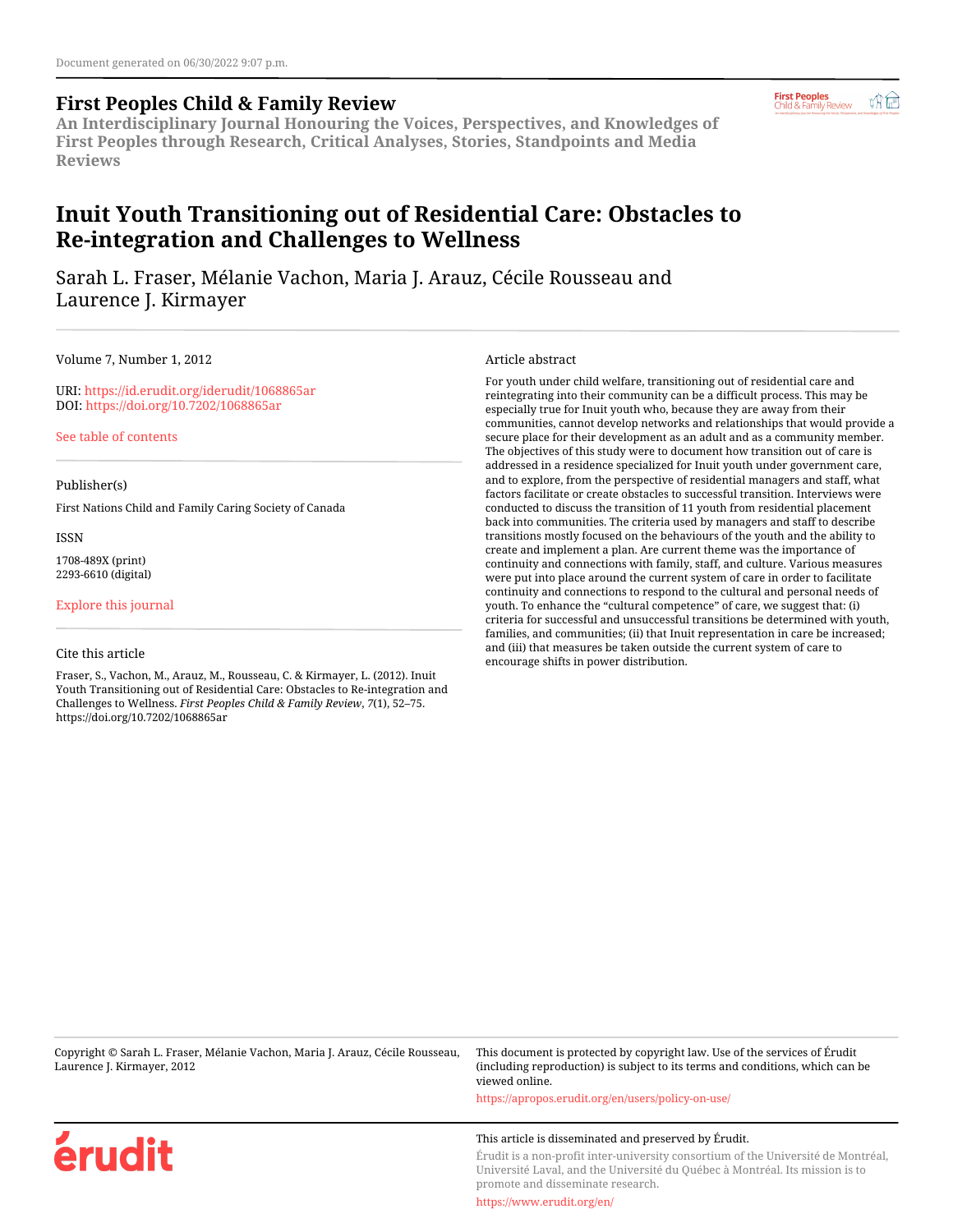Document generated on 06/30/2022 9:07 p.m.

# First Peoples Child & Family Review

**An Interdisciplinary Journal Honouring the Voices, Perspectives, and Knowledges of First Peoples through Research, Critical Analyses, Stories, Standpoints and Media Reviews**

# Inuit Youth Transitioning out of Residential Care: Obstacles to Re-integration and Challenges to Wellness

Sarah L. Fraser, Mélanie Vachon, Maria J. Arauz, Cécile Rousseau and Laurence J. Kirmayer

Volume 7, Number 1, 2012

URI: https://id.erudit.org/iderudit/1068865ar
DOI: https://doi.org/10.7202/1068865ar

See table of contents

Publisher(s)

First Nations Child and Family Caring Society of Canada

ISSN

1708-489X (print)
2293-6610 (digital)

Explore this journal

Cite this article

Fraser, S., Vachon, M., Arauz, M., Rousseau, C. & Kirmayer, L. (2012). Inuit Youth Transitioning out of Residential Care: Obstacles to Re-integration and Challenges to Wellness. *First Peoples Child & Family Review*, *7*(1), 52–75. https://doi.org/10.7202/1068865ar

## Article abstract

For youth under child welfare, transitioning out of residential care and reintegrating into their community can be a difficult process. This may be especially true for Inuit youth who, because they are away from their communities, cannot develop networks and relationships that would provide a secure place for their development as an adult and as a community member. The objectives of this study were to document how transition out of care is addressed in a residence specialized for Inuit youth under government care, and to explore, from the perspective of residential managers and staff, what factors facilitate or create obstacles to successful transition. Interviews were conducted to discuss the transition of 11 youth from residential placement back into communities. The criteria used by managers and staff to describe transitions mostly focused on the behaviours of the youth and the ability to create and implement a plan. Are current theme was the importance of continuity and connections with family, staff, and culture. Various measures were put into place around the current system of care in order to facilitate continuity and connections to respond to the cultural and personal needs of youth. To enhance the "cultural competence" of care, we suggest that: (i) criteria for successful and unsuccessful transitions be determined with youth, families, and communities; (ii) that Inuit representation in care be increased; and (iii) that measures be taken outside the current system of care to encourage shifts in power distribution.

Copyright © Sarah L. Fraser, Mélanie Vachon, Maria J. Arauz, Cécile Rousseau, Laurence J. Kirmayer, 2012

This document is protected by copyright law. Use of the services of Érudit (including reproduction) is subject to its terms and conditions, which can be viewed online.

https://apropos.erudit.org/en/users/policy-on-use/

This article is disseminated and preserved by Érudit.

Érudit is a non-profit inter-university consortium of the Université de Montréal, Université Laval, and the Université du Québec à Montréal. Its mission is to promote and disseminate research.

https://www.erudit.org/en/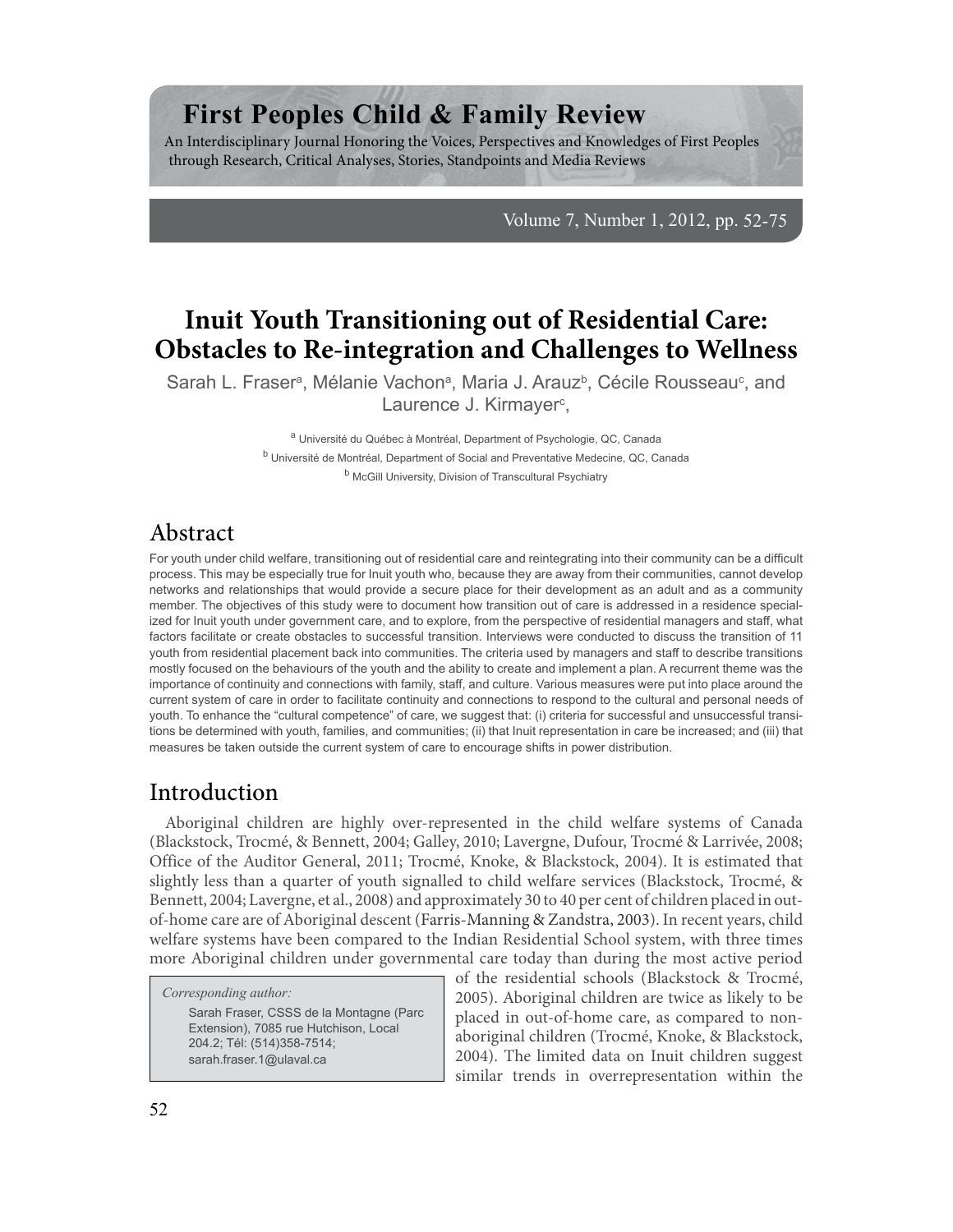# Inuit Youth Transitioning out of Residential Care: Obstacles to Re-integration and Challenges to Wellness

Sarah L. Fraser[a], Mélanie Vachon[a], Maria J. Arauz[b], Cécile Rousseau[c], and Laurence J. Kirmayer[c],

[a] Université du Québec à Montréal, Department of Psychologie, QC, Canada

[b] Université de Montréal, Department of Social and Preventative Medecine, QC, Canada

[b] McGill University, Division of Transcultural Psychiatry

## Abstract

For youth under child welfare, transitioning out of residential care and reintegrating into their community can be a difficult process. This may be especially true for Inuit youth who, because they are away from their communities, cannot develop networks and relationships that would provide a secure place for their development as an adult and as a community member. The objectives of this study were to document how transition out of care is addressed in a residence specialized for Inuit youth under government care, and to explore, from the perspective of residential managers and staff, what factors facilitate or create obstacles to successful transition. Interviews were conducted to discuss the transition of 11 youth from residential placement back into communities. The criteria used by managers and staff to describe transitions mostly focused on the behaviours of the youth and the ability to create and implement a plan. A recurrent theme was the importance of continuity and connections with family, staff, and culture. Various measures were put into place around the current system of care in order to facilitate continuity and connections to respond to the cultural and personal needs of youth. To enhance the "cultural competence" of care, we suggest that: (i) criteria for successful and unsuccessful transitions be determined with youth, families, and communities; (ii) that Inuit representation in care be increased; and (iii) that measures be taken outside the current system of care to encourage shifts in power distribution.

## Introduction

Aboriginal children are highly over-represented in the child welfare systems of Canada (Blackstock, Trocmé, & Bennett, 2004; Galley, 2010; Lavergne, Dufour, Trocmé & Larrivée, 2008; Office of the Auditor General, 2011; Trocmé, Knoke, & Blackstock, 2004). It is estimated that slightly less than a quarter of youth signalled to child welfare services (Blackstock, Trocmé, & Bennett, 2004; Lavergne, et al., 2008) and approximately 30 to 40 per cent of children placed in out-of-home care are of Aboriginal descent (Farris-Manning & Zandstra, 2003). In recent years, child welfare systems have been compared to the Indian Residential School system, with three times more Aboriginal children under governmental care today than during the most active period of the residential schools (Blackstock & Trocmé, 2005). Aboriginal children are twice as likely to be placed in out-of-home care, as compared to non-aboriginal children (Trocmé, Knoke, & Blackstock, 2004). The limited data on Inuit children suggest similar trends in overrepresentation within the

*Corresponding author:*

Sarah Fraser, CSSS de la Montagne (Parc Extension), 7085 rue Hutchison, Local 204.2; Tél: (514)358-7514; sarah.fraser.1@ulaval.ca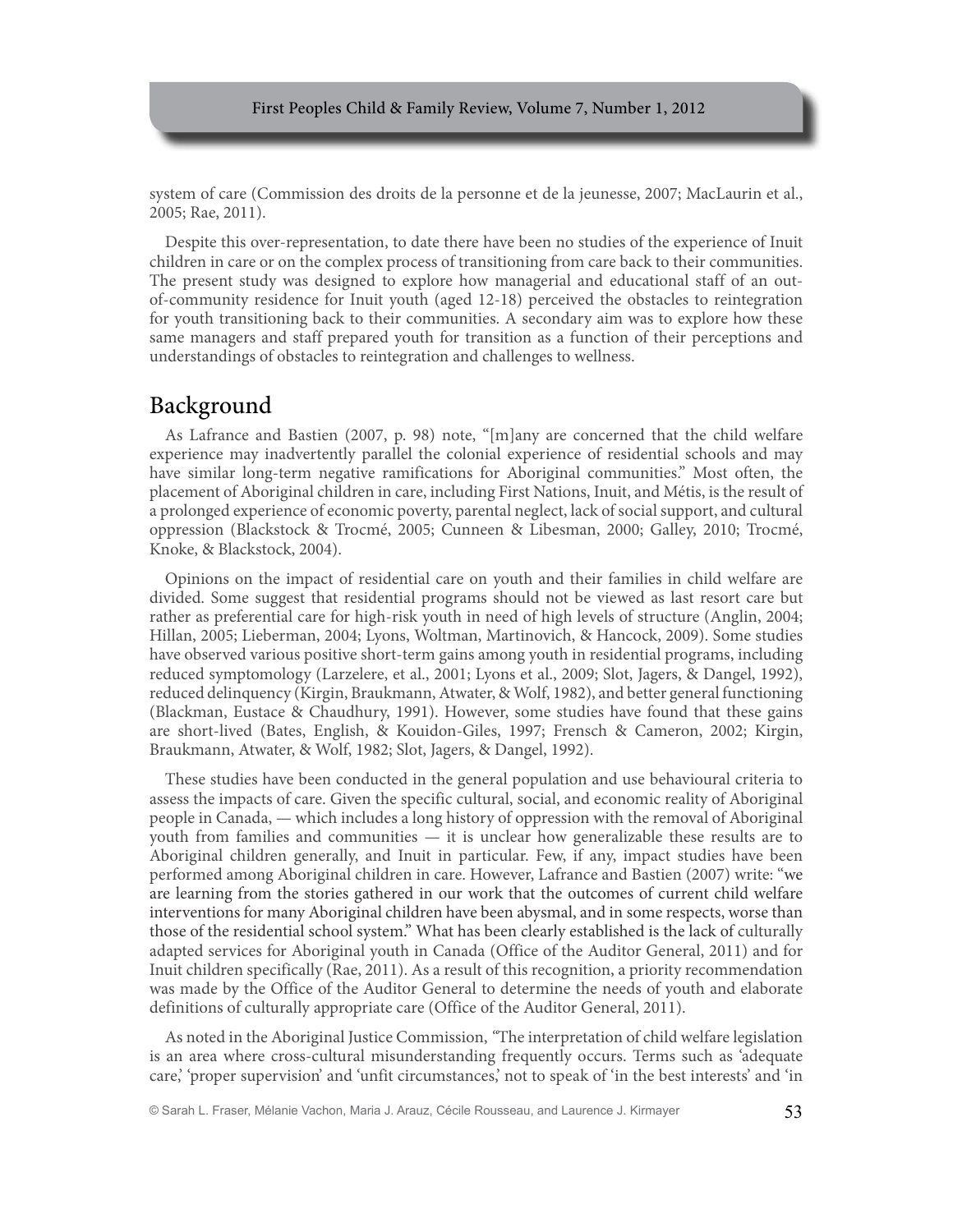system of care (Commission des droits de la personne et de la jeunesse, 2007; MacLaurin et al., 2005; Rae, 2011).

Despite this over-representation, to date there have been no studies of the experience of Inuit children in care or on the complex process of transitioning from care back to their communities. The present study was designed to explore how managerial and educational staff of an out-of-community residence for Inuit youth (aged 12-18) perceived the obstacles to reintegration for youth transitioning back to their communities. A secondary aim was to explore how these same managers and staff prepared youth for transition as a function of their perceptions and understandings of obstacles to reintegration and challenges to wellness.

## Background

As Lafrance and Bastien (2007, p. 98) note, "[m]any are concerned that the child welfare experience may inadvertently parallel the colonial experience of residential schools and may have similar long-term negative ramifications for Aboriginal communities." Most often, the placement of Aboriginal children in care, including First Nations, Inuit, and Métis, is the result of a prolonged experience of economic poverty, parental neglect, lack of social support, and cultural oppression (Blackstock & Trocmé, 2005; Cunneen & Libesman, 2000; Galley, 2010; Trocmé, Knoke, & Blackstock, 2004).

Opinions on the impact of residential care on youth and their families in child welfare are divided. Some suggest that residential programs should not be viewed as last resort care but rather as preferential care for high-risk youth in need of high levels of structure (Anglin, 2004; Hillan, 2005; Lieberman, 2004; Lyons, Woltman, Martinovich, & Hancock, 2009). Some studies have observed various positive short-term gains among youth in residential programs, including reduced symptomology (Larzelere, et al., 2001; Lyons et al., 2009; Slot, Jagers, & Dangel, 1992), reduced delinquency (Kirgin, Braukmann, Atwater, & Wolf, 1982), and better general functioning (Blackman, Eustace & Chaudhury, 1991). However, some studies have found that these gains are short-lived (Bates, English, & Kouidon-Giles, 1997; Frensch & Cameron, 2002; Kirgin, Braukmann, Atwater, & Wolf, 1982; Slot, Jagers, & Dangel, 1992).

These studies have been conducted in the general population and use behavioural criteria to assess the impacts of care. Given the specific cultural, social, and economic reality of Aboriginal people in Canada, — which includes a long history of oppression with the removal of Aboriginal youth from families and communities — it is unclear how generalizable these results are to Aboriginal children generally, and Inuit in particular. Few, if any, impact studies have been performed among Aboriginal children in care. However, Lafrance and Bastien (2007) write: "we are learning from the stories gathered in our work that the outcomes of current child welfare interventions for many Aboriginal children have been abysmal, and in some respects, worse than those of the residential school system." What has been clearly established is the lack of culturally adapted services for Aboriginal youth in Canada (Office of the Auditor General, 2011) and for Inuit children specifically (Rae, 2011). As a result of this recognition, a priority recommendation was made by the Office of the Auditor General to determine the needs of youth and elaborate definitions of culturally appropriate care (Office of the Auditor General, 2011).

As noted in the Aboriginal Justice Commission, "The interpretation of child welfare legislation is an area where cross-cultural misunderstanding frequently occurs. Terms such as 'adequate care,' 'proper supervision' and 'unfit circumstances,' not to speak of 'in the best interests' and 'in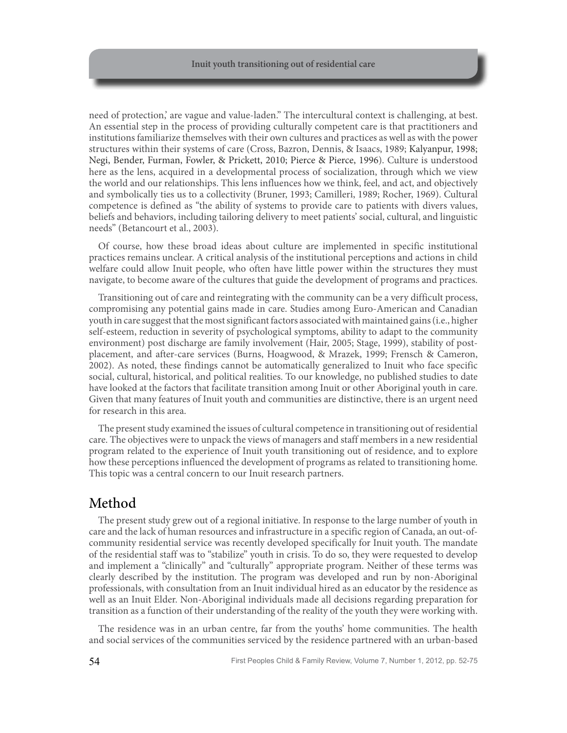need of protection,' are vague and value-laden." The intercultural context is challenging, at best. An essential step in the process of providing culturally competent care is that practitioners and institutions familiarize themselves with their own cultures and practices as well as with the power structures within their systems of care (Cross, Bazron, Dennis, & Isaacs, 1989; Kalyanpur, 1998; Negi, Bender, Furman, Fowler, & Prickett, 2010; Pierce & Pierce, 1996). Culture is understood here as the lens, acquired in a developmental process of socialization, through which we view the world and our relationships. This lens influences how we think, feel, and act, and objectively and symbolically ties us to a collectivity (Bruner, 1993; Camilleri, 1989; Rocher, 1969). Cultural competence is defined as "the ability of systems to provide care to patients with divers values, beliefs and behaviors, including tailoring delivery to meet patients' social, cultural, and linguistic needs" (Betancourt et al., 2003).

Of course, how these broad ideas about culture are implemented in specific institutional practices remains unclear. A critical analysis of the institutional perceptions and actions in child welfare could allow Inuit people, who often have little power within the structures they must navigate, to become aware of the cultures that guide the development of programs and practices.

Transitioning out of care and reintegrating with the community can be a very difficult process, compromising any potential gains made in care. Studies among Euro-American and Canadian youth in care suggest that the most significant factors associated with maintained gains (i.e., higher self-esteem, reduction in severity of psychological symptoms, ability to adapt to the community environment) post discharge are family involvement (Hair, 2005; Stage, 1999), stability of post-placement, and after-care services (Burns, Hoagwood, & Mrazek, 1999; Frensch & Cameron, 2002). As noted, these findings cannot be automatically generalized to Inuit who face specific social, cultural, historical, and political realities. To our knowledge, no published studies to date have looked at the factors that facilitate transition among Inuit or other Aboriginal youth in care. Given that many features of Inuit youth and communities are distinctive, there is an urgent need for research in this area.

The present study examined the issues of cultural competence in transitioning out of residential care. The objectives were to unpack the views of managers and staff members in a new residential program related to the experience of Inuit youth transitioning out of residence, and to explore how these perceptions influenced the development of programs as related to transitioning home. This topic was a central concern to our Inuit research partners.

## Method

The present study grew out of a regional initiative. In response to the large number of youth in care and the lack of human resources and infrastructure in a specific region of Canada, an out-of-community residential service was recently developed specifically for Inuit youth. The mandate of the residential staff was to "stabilize" youth in crisis. To do so, they were requested to develop and implement a "clinically" and "culturally" appropriate program. Neither of these terms was clearly described by the institution. The program was developed and run by non-Aboriginal professionals, with consultation from an Inuit individual hired as an educator by the residence as well as an Inuit Elder. Non-Aboriginal individuals made all decisions regarding preparation for transition as a function of their understanding of the reality of the youth they were working with.

The residence was in an urban centre, far from the youths' home communities. The health and social services of the communities serviced by the residence partnered with an urban-based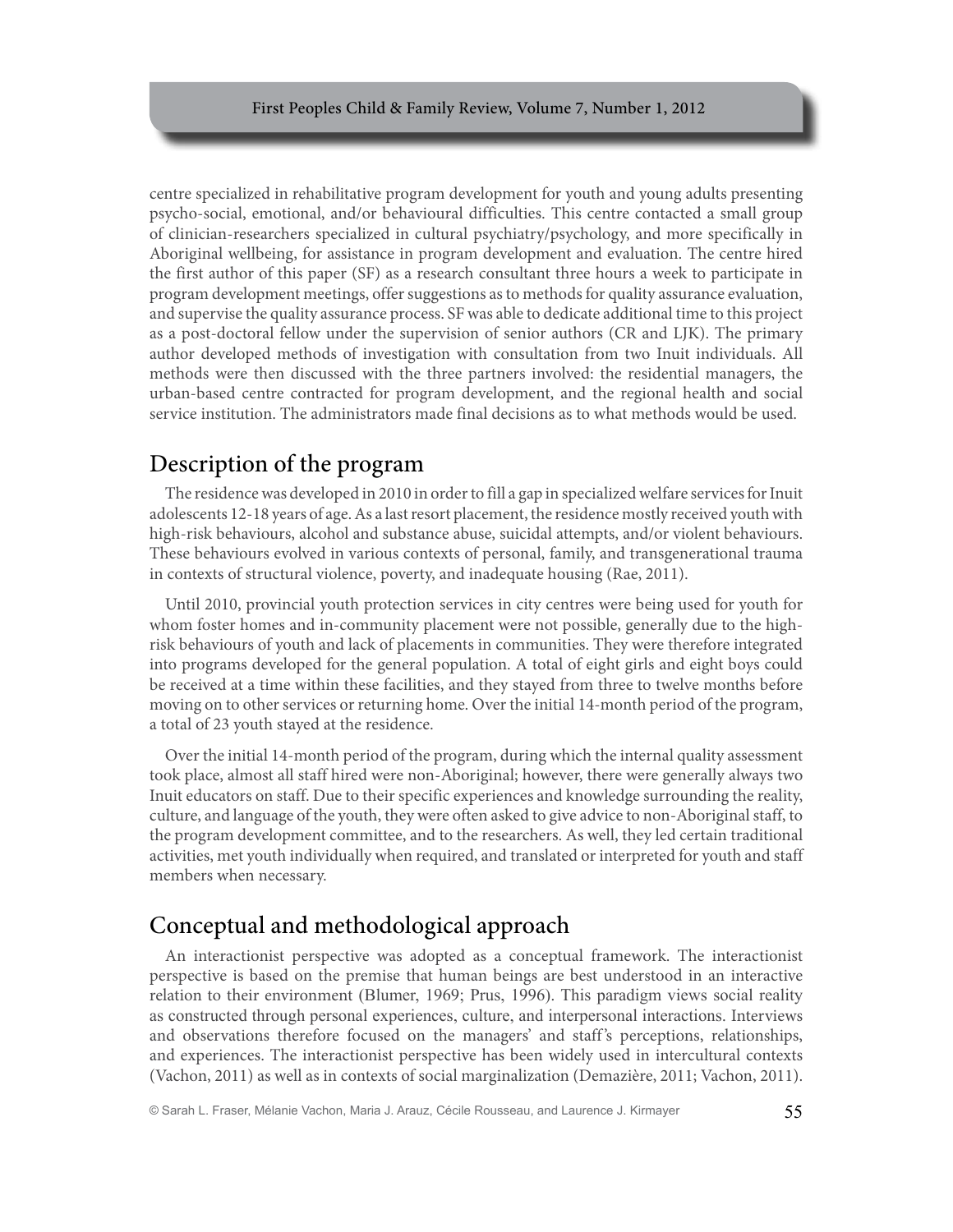centre specialized in rehabilitative program development for youth and young adults presenting psycho-social, emotional, and/or behavioural difficulties. This centre contacted a small group of clinician-researchers specialized in cultural psychiatry/psychology, and more specifically in Aboriginal wellbeing, for assistance in program development and evaluation. The centre hired the first author of this paper (SF) as a research consultant three hours a week to participate in program development meetings, offer suggestions as to methods for quality assurance evaluation, and supervise the quality assurance process. SF was able to dedicate additional time to this project as a post-doctoral fellow under the supervision of senior authors (CR and LJK). The primary author developed methods of investigation with consultation from two Inuit individuals. All methods were then discussed with the three partners involved: the residential managers, the urban-based centre contracted for program development, and the regional health and social service institution. The administrators made final decisions as to what methods would be used.

## Description of the program

The residence was developed in 2010 in order to fill a gap in specialized welfare services for Inuit adolescents 12-18 years of age. As a last resort placement, the residence mostly received youth with high-risk behaviours, alcohol and substance abuse, suicidal attempts, and/or violent behaviours. These behaviours evolved in various contexts of personal, family, and transgenerational trauma in contexts of structural violence, poverty, and inadequate housing (Rae, 2011).

Until 2010, provincial youth protection services in city centres were being used for youth for whom foster homes and in-community placement were not possible, generally due to the high-risk behaviours of youth and lack of placements in communities. They were therefore integrated into programs developed for the general population. A total of eight girls and eight boys could be received at a time within these facilities, and they stayed from three to twelve months before moving on to other services or returning home. Over the initial 14-month period of the program, a total of 23 youth stayed at the residence.

Over the initial 14-month period of the program, during which the internal quality assessment took place, almost all staff hired were non-Aboriginal; however, there were generally always two Inuit educators on staff. Due to their specific experiences and knowledge surrounding the reality, culture, and language of the youth, they were often asked to give advice to non-Aboriginal staff, to the program development committee, and to the researchers. As well, they led certain traditional activities, met youth individually when required, and translated or interpreted for youth and staff members when necessary.

## Conceptual and methodological approach

An interactionist perspective was adopted as a conceptual framework. The interactionist perspective is based on the premise that human beings are best understood in an interactive relation to their environment (Blumer, 1969; Prus, 1996). This paradigm views social reality as constructed through personal experiences, culture, and interpersonal interactions. Interviews and observations therefore focused on the managers' and staff's perceptions, relationships, and experiences. The interactionist perspective has been widely used in intercultural contexts (Vachon, 2011) as well as in contexts of social marginalization (Demazière, 2011; Vachon, 2011).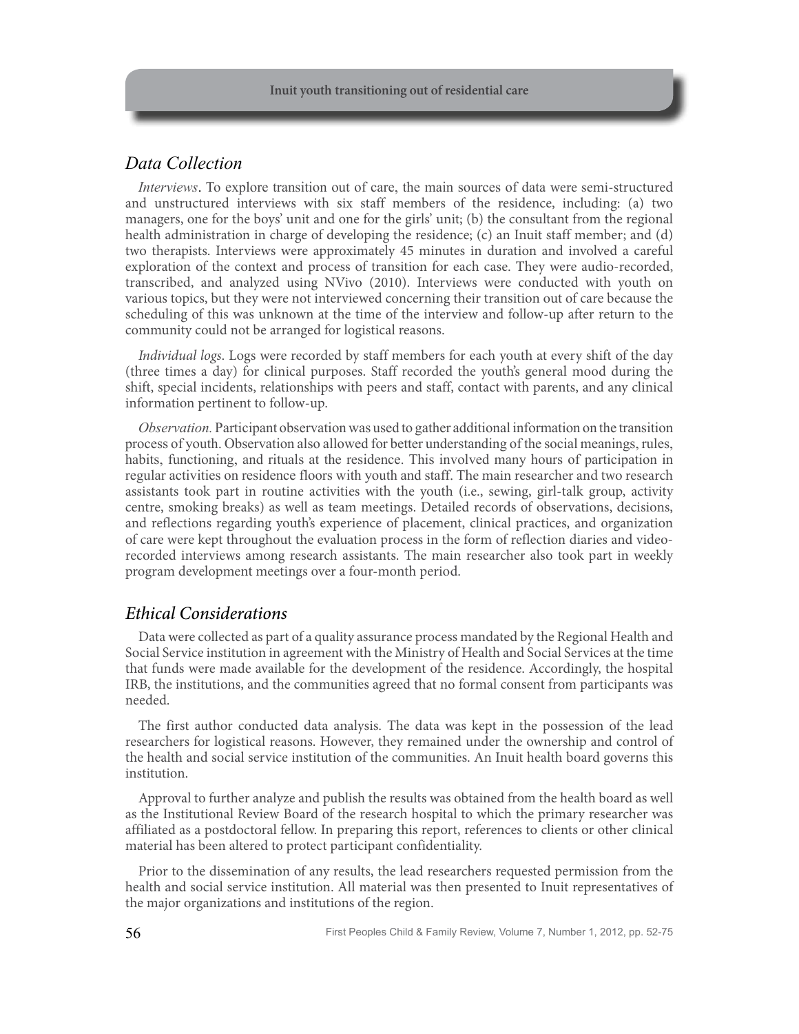## *Data Collection*

*Interviews*. To explore transition out of care, the main sources of data were semi-structured and unstructured interviews with six staff members of the residence, including: (a) two managers, one for the boys' unit and one for the girls' unit; (b) the consultant from the regional health administration in charge of developing the residence; (c) an Inuit staff member; and (d) two therapists. Interviews were approximately 45 minutes in duration and involved a careful exploration of the context and process of transition for each case. They were audio-recorded, transcribed, and analyzed using NVivo (2010). Interviews were conducted with youth on various topics, but they were not interviewed concerning their transition out of care because the scheduling of this was unknown at the time of the interview and follow-up after return to the community could not be arranged for logistical reasons.

*Individual logs*. Logs were recorded by staff members for each youth at every shift of the day (three times a day) for clinical purposes. Staff recorded the youth's general mood during the shift, special incidents, relationships with peers and staff, contact with parents, and any clinical information pertinent to follow-up.

*Observation.* Participant observation was used to gather additional information on the transition process of youth. Observation also allowed for better understanding of the social meanings, rules, habits, functioning, and rituals at the residence. This involved many hours of participation in regular activities on residence floors with youth and staff. The main researcher and two research assistants took part in routine activities with the youth (i.e., sewing, girl-talk group, activity centre, smoking breaks) as well as team meetings. Detailed records of observations, decisions, and reflections regarding youth's experience of placement, clinical practices, and organization of care were kept throughout the evaluation process in the form of reflection diaries and video-recorded interviews among research assistants. The main researcher also took part in weekly program development meetings over a four-month period.

## *Ethical Considerations*

Data were collected as part of a quality assurance process mandated by the Regional Health and Social Service institution in agreement with the Ministry of Health and Social Services at the time that funds were made available for the development of the residence. Accordingly, the hospital IRB, the institutions, and the communities agreed that no formal consent from participants was needed.

The first author conducted data analysis. The data was kept in the possession of the lead researchers for logistical reasons. However, they remained under the ownership and control of the health and social service institution of the communities. An Inuit health board governs this institution.

Approval to further analyze and publish the results was obtained from the health board as well as the Institutional Review Board of the research hospital to which the primary researcher was affiliated as a postdoctoral fellow. In preparing this report, references to clients or other clinical material has been altered to protect participant confidentiality.

Prior to the dissemination of any results, the lead researchers requested permission from the health and social service institution. All material was then presented to Inuit representatives of the major organizations and institutions of the region.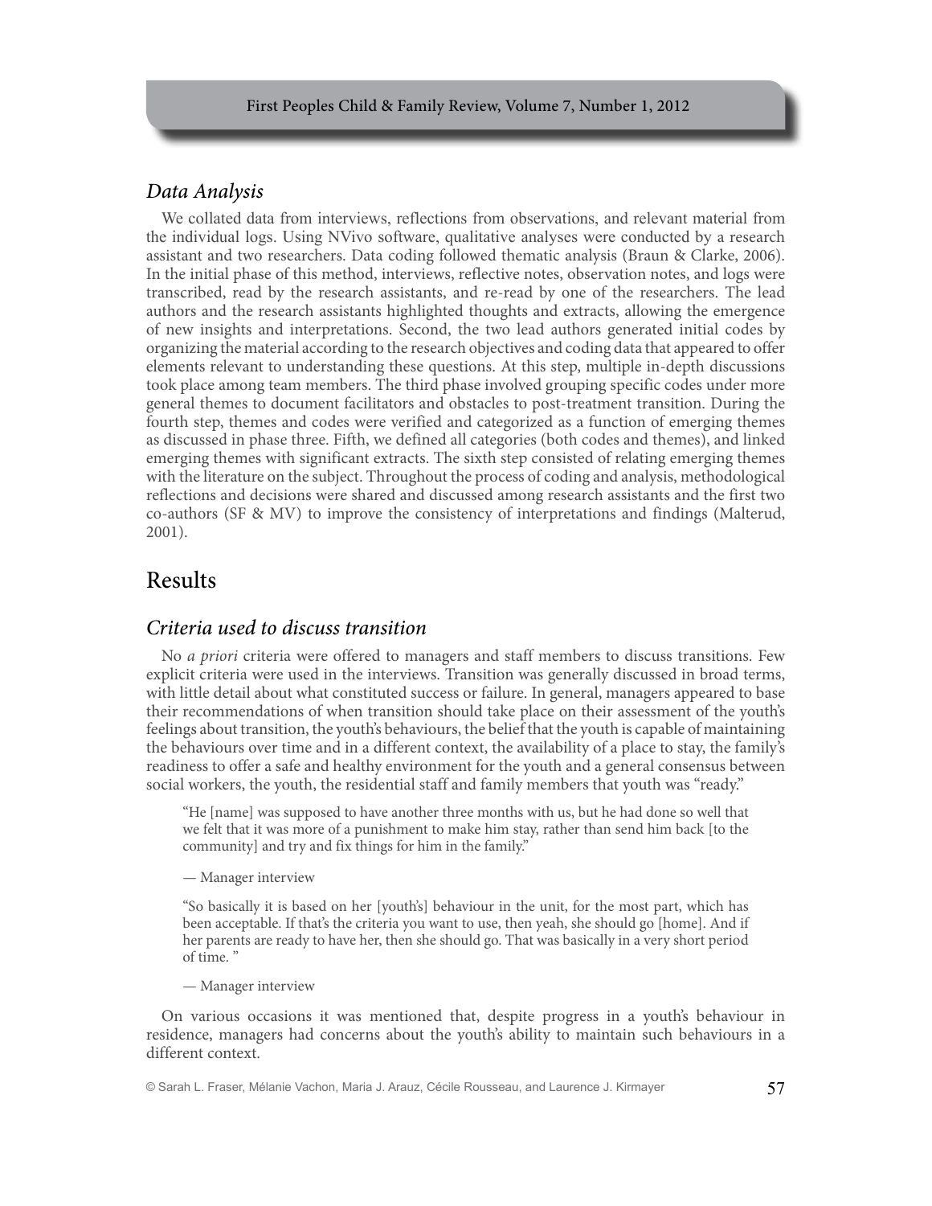### *Data Analysis*

We collated data from interviews, reflections from observations, and relevant material from the individual logs. Using NVivo software, qualitative analyses were conducted by a research assistant and two researchers. Data coding followed thematic analysis (Braun & Clarke, 2006). In the initial phase of this method, interviews, reflective notes, observation notes, and logs were transcribed, read by the research assistants, and re-read by one of the researchers. The lead authors and the research assistants highlighted thoughts and extracts, allowing the emergence of new insights and interpretations. Second, the two lead authors generated initial codes by organizing the material according to the research objectives and coding data that appeared to offer elements relevant to understanding these questions. At this step, multiple in-depth discussions took place among team members. The third phase involved grouping specific codes under more general themes to document facilitators and obstacles to post-treatment transition. During the fourth step, themes and codes were verified and categorized as a function of emerging themes as discussed in phase three. Fifth, we defined all categories (both codes and themes), and linked emerging themes with significant extracts. The sixth step consisted of relating emerging themes with the literature on the subject. Throughout the process of coding and analysis, methodological reflections and decisions were shared and discussed among research assistants and the first two co-authors (SF & MV) to improve the consistency of interpretations and findings (Malterud, 2001).

## Results

### *Criteria used to discuss transition*

No *a priori* criteria were offered to managers and staff members to discuss transitions. Few explicit criteria were used in the interviews. Transition was generally discussed in broad terms, with little detail about what constituted success or failure. In general, managers appeared to base their recommendations of when transition should take place on their assessment of the youth's feelings about transition, the youth's behaviours, the belief that the youth is capable of maintaining the behaviours over time and in a different context, the availability of a place to stay, the family's readiness to offer a safe and healthy environment for the youth and a general consensus between social workers, the youth, the residential staff and family members that youth was "ready."

> "He [name] was supposed to have another three months with us, but he had done so well that we felt that it was more of a punishment to make him stay, rather than send him back [to the community] and try and fix things for him in the family."
>
> — Manager interview

> "So basically it is based on her [youth's] behaviour in the unit, for the most part, which has been acceptable. If that's the criteria you want to use, then yeah, she should go [home]. And if her parents are ready to have her, then she should go. That was basically in a very short period of time. "
>
> — Manager interview

On various occasions it was mentioned that, despite progress in a youth's behaviour in residence, managers had concerns about the youth's ability to maintain such behaviours in a different context.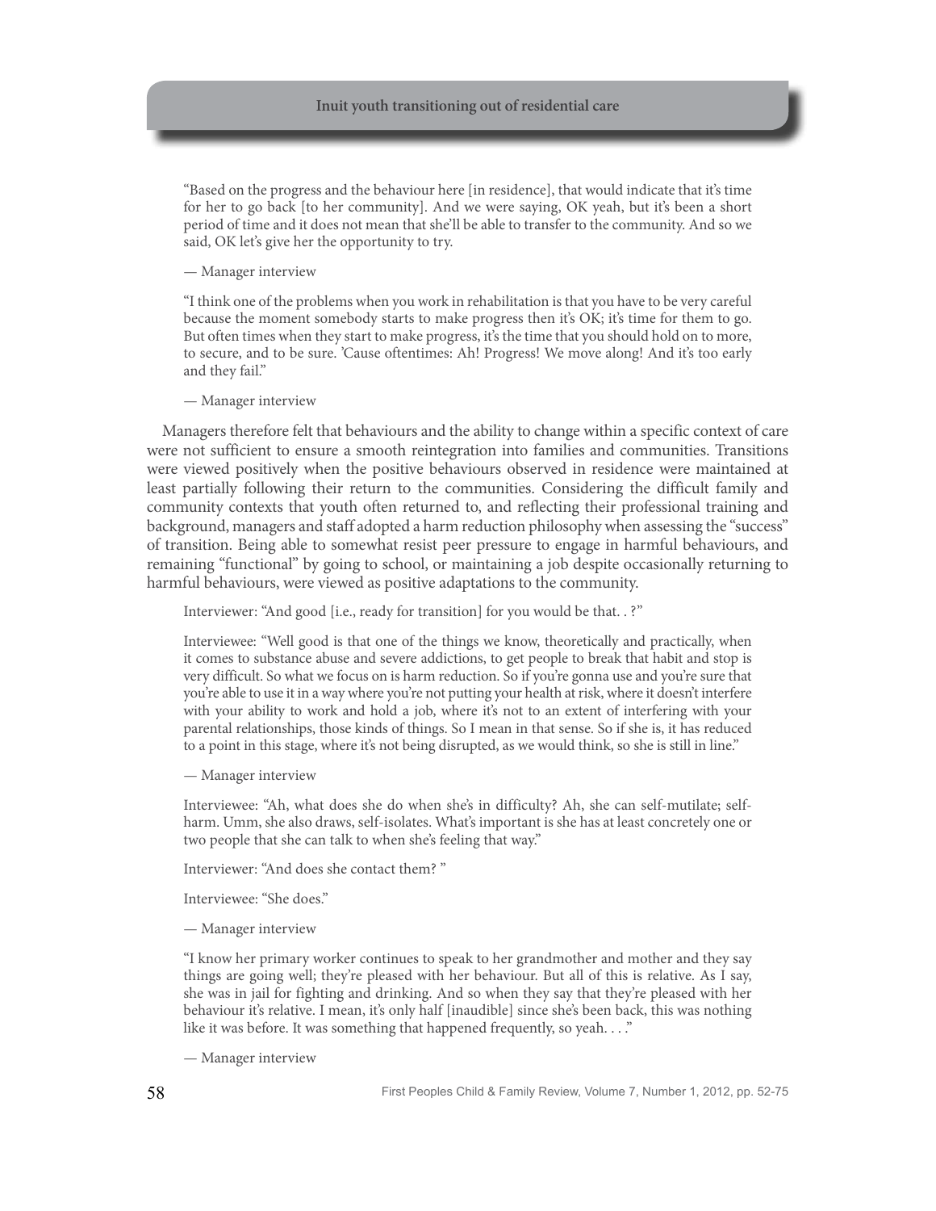> "Based on the progress and the behaviour here [in residence], that would indicate that it's time for her to go back [to her community]. And we were saying, OK yeah, but it's been a short period of time and it does not mean that she'll be able to transfer to the community. And so we said, OK let's give her the opportunity to try.
>
> — Manager interview

> "I think one of the problems when you work in rehabilitation is that you have to be very careful because the moment somebody starts to make progress then it's OK; it's time for them to go. But often times when they start to make progress, it's the time that you should hold on to more, to secure, and to be sure. 'Cause oftentimes: Ah! Progress! We move along! And it's too early and they fail."
>
> — Manager interview

Managers therefore felt that behaviours and the ability to change within a specific context of care were not sufficient to ensure a smooth reintegration into families and communities. Transitions were viewed positively when the positive behaviours observed in residence were maintained at least partially following their return to the communities. Considering the difficult family and community contexts that youth often returned to, and reflecting their professional training and background, managers and staff adopted a harm reduction philosophy when assessing the "success" of transition. Being able to somewhat resist peer pressure to engage in harmful behaviours, and remaining "functional" by going to school, or maintaining a job despite occasionally returning to harmful behaviours, were viewed as positive adaptations to the community.

> Interviewer: "And good [i.e., ready for transition] for you would be that. . ?"
>
> Interviewee: "Well good is that one of the things we know, theoretically and practically, when it comes to substance abuse and severe addictions, to get people to break that habit and stop is very difficult. So what we focus on is harm reduction. So if you're gonna use and you're sure that you're able to use it in a way where you're not putting your health at risk, where it doesn't interfere with your ability to work and hold a job, where it's not to an extent of interfering with your parental relationships, those kinds of things. So I mean in that sense. So if she is, it has reduced to a point in this stage, where it's not being disrupted, as we would think, so she is still in line."
>
> — Manager interview

> Interviewee: "Ah, what does she do when she's in difficulty? Ah, she can self-mutilate; self-harm. Umm, she also draws, self-isolates. What's important is she has at least concretely one or two people that she can talk to when she's feeling that way."
>
> Interviewer: "And does she contact them? "
>
> Interviewee: "She does."
>
> — Manager interview

> "I know her primary worker continues to speak to her grandmother and mother and they say things are going well; they're pleased with her behaviour. But all of this is relative. As I say, she was in jail for fighting and drinking. And so when they say that they're pleased with her behaviour it's relative. I mean, it's only half [inaudible] since she's been back, this was nothing like it was before. It was something that happened frequently, so yeah. . . ."
>
> — Manager interview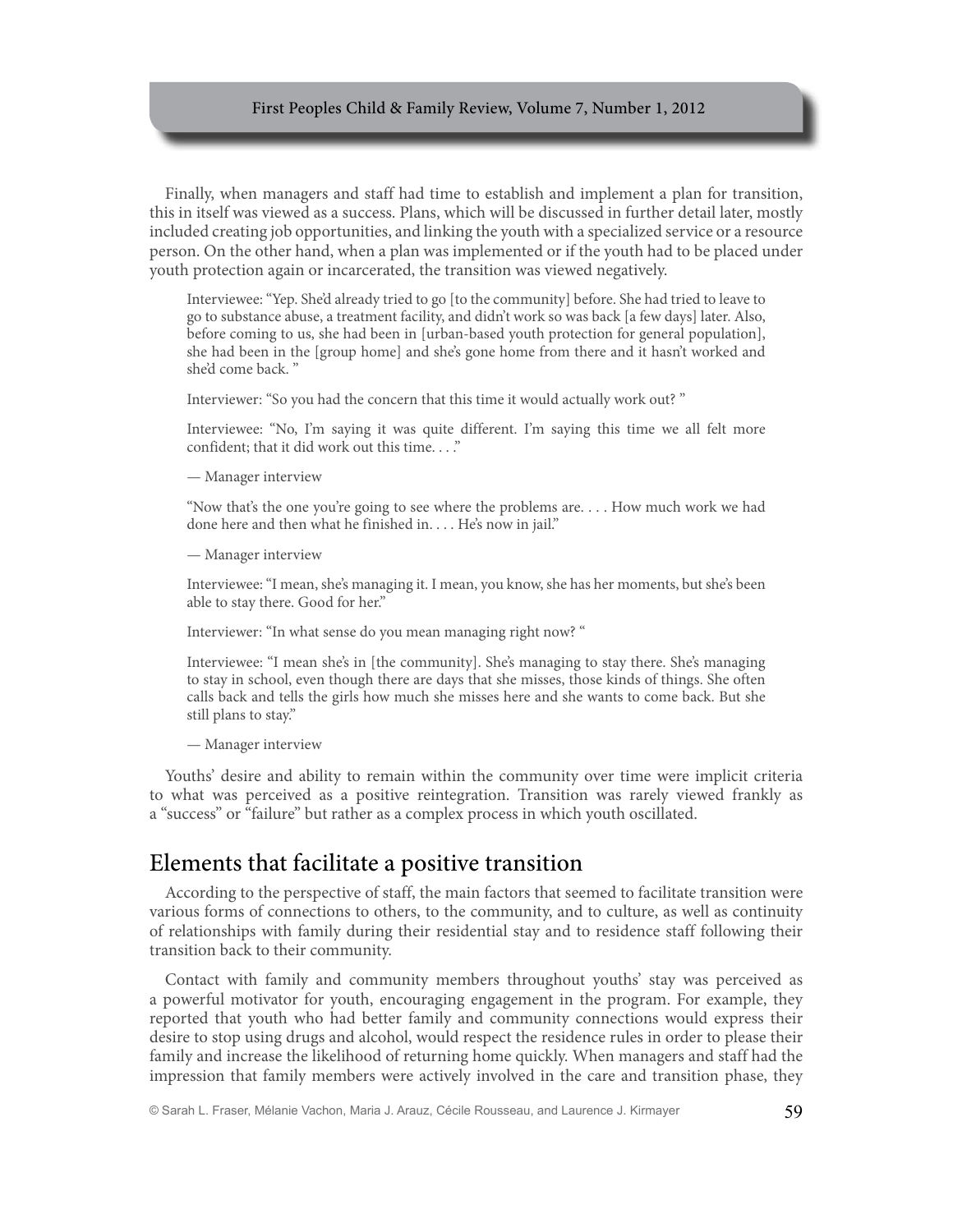Finally, when managers and staff had time to establish and implement a plan for transition, this in itself was viewed as a success. Plans, which will be discussed in further detail later, mostly included creating job opportunities, and linking the youth with a specialized service or a resource person. On the other hand, when a plan was implemented or if the youth had to be placed under youth protection again or incarcerated, the transition was viewed negatively.

> Interviewee: "Yep. She'd already tried to go [to the community] before. She had tried to leave to go to substance abuse, a treatment facility, and didn't work so was back [a few days] later. Also, before coming to us, she had been in [urban-based youth protection for general population], she had been in the [group home] and she's gone home from there and it hasn't worked and she'd come back. "
>
> Interviewer: "So you had the concern that this time it would actually work out? "
>
> Interviewee: "No, I'm saying it was quite different. I'm saying this time we all felt more confident; that it did work out this time. . . ."
>
> — Manager interview
>
> "Now that's the one you're going to see where the problems are. . . . How much work we had done here and then what he finished in. . . . He's now in jail."
>
> — Manager interview
>
> Interviewee: "I mean, she's managing it. I mean, you know, she has her moments, but she's been able to stay there. Good for her."
>
> Interviewer: "In what sense do you mean managing right now? "
>
> Interviewee: "I mean she's in [the community]. She's managing to stay there. She's managing to stay in school, even though there are days that she misses, those kinds of things. She often calls back and tells the girls how much she misses here and she wants to come back. But she still plans to stay."
>
> — Manager interview

Youths' desire and ability to remain within the community over time were implicit criteria to what was perceived as a positive reintegration. Transition was rarely viewed frankly as a "success" or "failure" but rather as a complex process in which youth oscillated.

## Elements that facilitate a positive transition

According to the perspective of staff, the main factors that seemed to facilitate transition were various forms of connections to others, to the community, and to culture, as well as continuity of relationships with family during their residential stay and to residence staff following their transition back to their community.

Contact with family and community members throughout youths' stay was perceived as a powerful motivator for youth, encouraging engagement in the program. For example, they reported that youth who had better family and community connections would express their desire to stop using drugs and alcohol, would respect the residence rules in order to please their family and increase the likelihood of returning home quickly. When managers and staff had the impression that family members were actively involved in the care and transition phase, they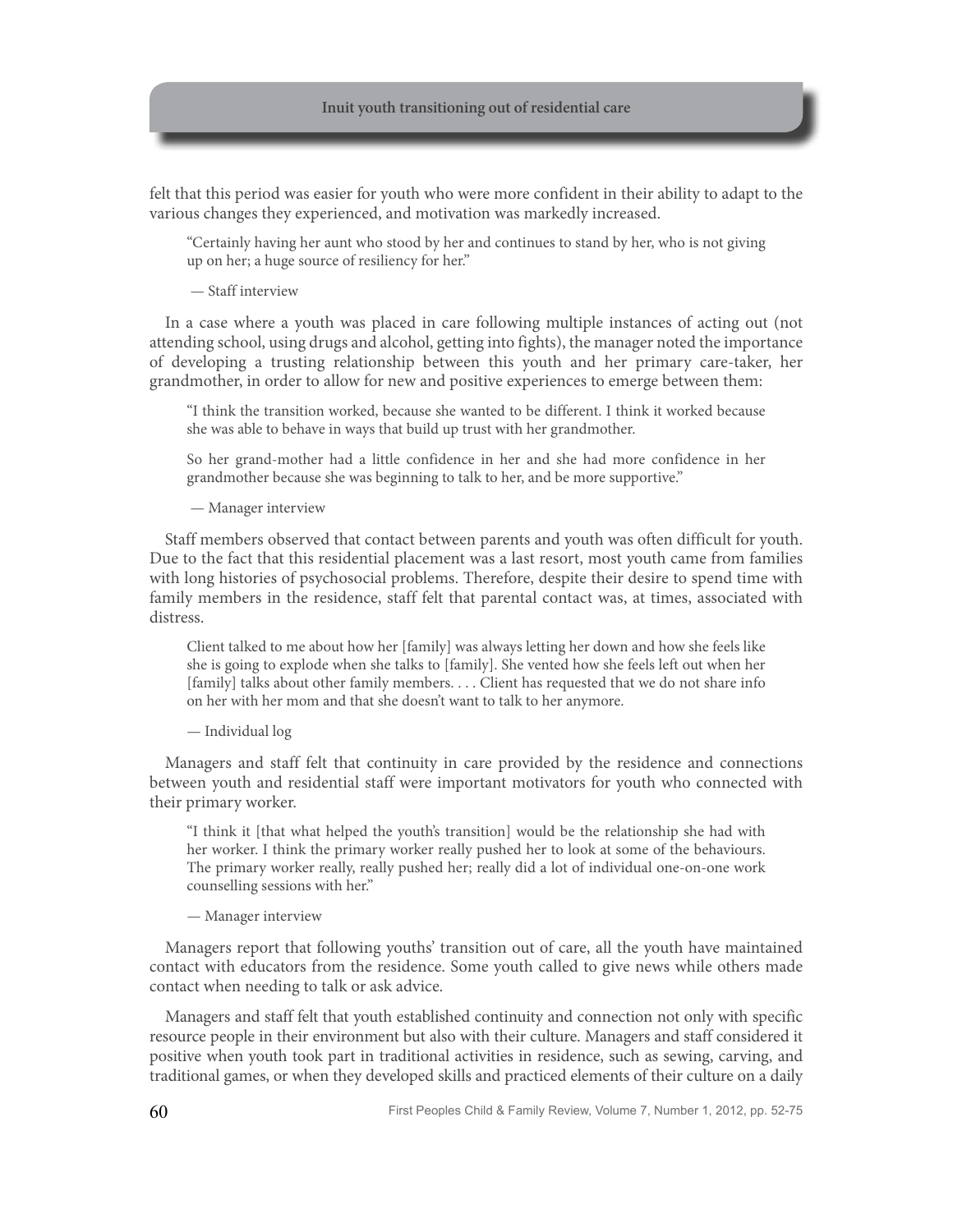felt that this period was easier for youth who were more confident in their ability to adapt to the various changes they experienced, and motivation was markedly increased.

> "Certainly having her aunt who stood by her and continues to stand by her, who is not giving up on her; a huge source of resiliency for her."
>
> — Staff interview

In a case where a youth was placed in care following multiple instances of acting out (not attending school, using drugs and alcohol, getting into fights), the manager noted the importance of developing a trusting relationship between this youth and her primary care-taker, her grandmother, in order to allow for new and positive experiences to emerge between them:

> "I think the transition worked, because she wanted to be different. I think it worked because she was able to behave in ways that build up trust with her grandmother.
>
> So her grand-mother had a little confidence in her and she had more confidence in her grandmother because she was beginning to talk to her, and be more supportive."
>
> — Manager interview

Staff members observed that contact between parents and youth was often difficult for youth. Due to the fact that this residential placement was a last resort, most youth came from families with long histories of psychosocial problems. Therefore, despite their desire to spend time with family members in the residence, staff felt that parental contact was, at times, associated with distress.

> Client talked to me about how her [family] was always letting her down and how she feels like she is going to explode when she talks to [family]. She vented how she feels left out when her [family] talks about other family members. . . . Client has requested that we do not share info on her with her mom and that she doesn't want to talk to her anymore.
>
> — Individual log

Managers and staff felt that continuity in care provided by the residence and connections between youth and residential staff were important motivators for youth who connected with their primary worker.

> "I think it [that what helped the youth's transition] would be the relationship she had with her worker. I think the primary worker really pushed her to look at some of the behaviours. The primary worker really, really pushed her; really did a lot of individual one-on-one work counselling sessions with her."
>
> — Manager interview

Managers report that following youths' transition out of care, all the youth have maintained contact with educators from the residence. Some youth called to give news while others made contact when needing to talk or ask advice.

Managers and staff felt that youth established continuity and connection not only with specific resource people in their environment but also with their culture. Managers and staff considered it positive when youth took part in traditional activities in residence, such as sewing, carving, and traditional games, or when they developed skills and practiced elements of their culture on a daily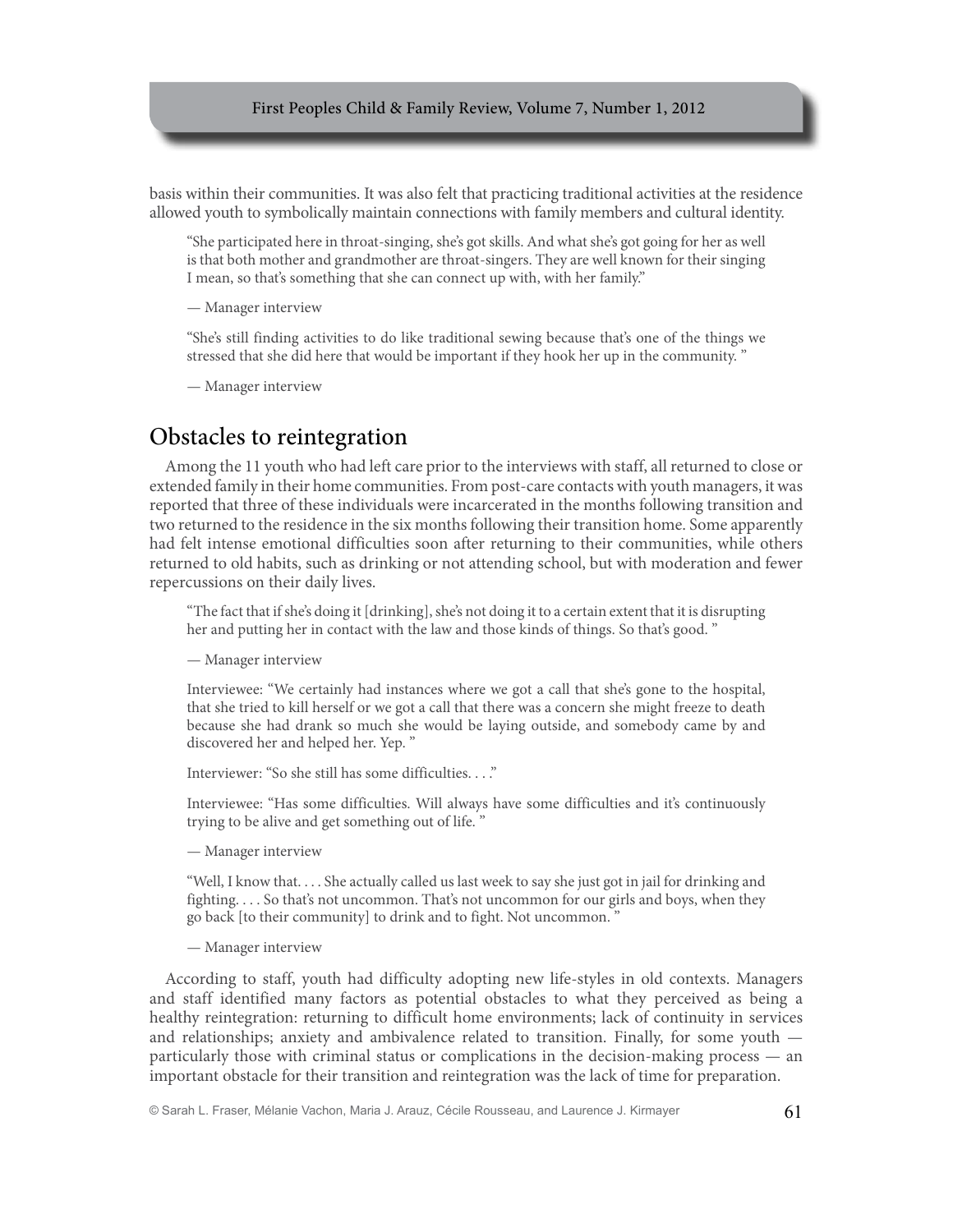basis within their communities. It was also felt that practicing traditional activities at the residence allowed youth to symbolically maintain connections with family members and cultural identity.

> "She participated here in throat-singing, she's got skills. And what she's got going for her as well is that both mother and grandmother are throat-singers. They are well known for their singing I mean, so that's something that she can connect up with, with her family."
>
> — Manager interview
>
> "She's still finding activities to do like traditional sewing because that's one of the things we stressed that she did here that would be important if they hook her up in the community. "
>
> — Manager interview

## Obstacles to reintegration

Among the 11 youth who had left care prior to the interviews with staff, all returned to close or extended family in their home communities. From post-care contacts with youth managers, it was reported that three of these individuals were incarcerated in the months following transition and two returned to the residence in the six months following their transition home. Some apparently had felt intense emotional difficulties soon after returning to their communities, while others returned to old habits, such as drinking or not attending school, but with moderation and fewer repercussions on their daily lives.

> "The fact that if she's doing it [drinking], she's not doing it to a certain extent that it is disrupting her and putting her in contact with the law and those kinds of things. So that's good. "
>
> — Manager interview
>
> Interviewee: "We certainly had instances where we got a call that she's gone to the hospital, that she tried to kill herself or we got a call that there was a concern she might freeze to death because she had drank so much she would be laying outside, and somebody came by and discovered her and helped her. Yep. "
>
> Interviewer: "So she still has some difficulties. . . ."
>
> Interviewee: "Has some difficulties. Will always have some difficulties and it's continuously trying to be alive and get something out of life. "
>
> — Manager interview
>
> "Well, I know that. . . . She actually called us last week to say she just got in jail for drinking and fighting. . . . So that's not uncommon. That's not uncommon for our girls and boys, when they go back [to their community] to drink and to fight. Not uncommon. "
>
> — Manager interview

According to staff, youth had difficulty adopting new life-styles in old contexts. Managers and staff identified many factors as potential obstacles to what they perceived as being a healthy reintegration: returning to difficult home environments; lack of continuity in services and relationships; anxiety and ambivalence related to transition. Finally, for some youth — particularly those with criminal status or complications in the decision-making process — an important obstacle for their transition and reintegration was the lack of time for preparation.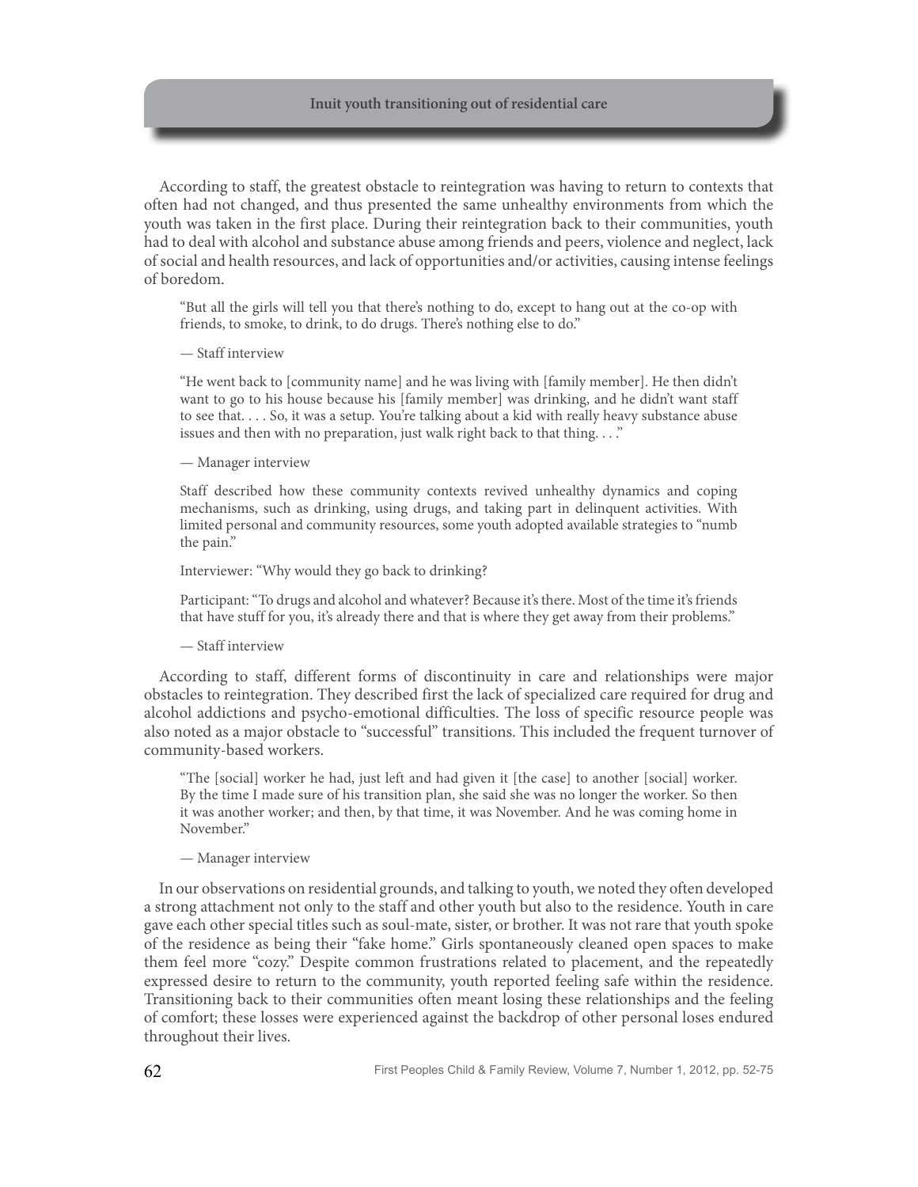According to staff, the greatest obstacle to reintegration was having to return to contexts that often had not changed, and thus presented the same unhealthy environments from which the youth was taken in the first place. During their reintegration back to their communities, youth had to deal with alcohol and substance abuse among friends and peers, violence and neglect, lack of social and health resources, and lack of opportunities and/or activities, causing intense feelings of boredom.

> "But all the girls will tell you that there's nothing to do, except to hang out at the co-op with friends, to smoke, to drink, to do drugs. There's nothing else to do."
>
> — Staff interview
>
> "He went back to [community name] and he was living with [family member]. He then didn't want to go to his house because his [family member] was drinking, and he didn't want staff to see that. . . . So, it was a setup. You're talking about a kid with really heavy substance abuse issues and then with no preparation, just walk right back to that thing. . . ."
>
> — Manager interview
>
> Staff described how these community contexts revived unhealthy dynamics and coping mechanisms, such as drinking, using drugs, and taking part in delinquent activities. With limited personal and community resources, some youth adopted available strategies to "numb the pain."
>
> Interviewer: "Why would they go back to drinking?
>
> Participant: "To drugs and alcohol and whatever? Because it's there. Most of the time it's friends that have stuff for you, it's already there and that is where they get away from their problems."
>
> — Staff interview

According to staff, different forms of discontinuity in care and relationships were major obstacles to reintegration. They described first the lack of specialized care required for drug and alcohol addictions and psycho-emotional difficulties. The loss of specific resource people was also noted as a major obstacle to "successful" transitions. This included the frequent turnover of community-based workers.

> "The [social] worker he had, just left and had given it [the case] to another [social] worker. By the time I made sure of his transition plan, she said she was no longer the worker. So then it was another worker; and then, by that time, it was November. And he was coming home in November."
>
> — Manager interview

In our observations on residential grounds, and talking to youth, we noted they often developed a strong attachment not only to the staff and other youth but also to the residence. Youth in care gave each other special titles such as soul-mate, sister, or brother. It was not rare that youth spoke of the residence as being their "fake home." Girls spontaneously cleaned open spaces to make them feel more "cozy." Despite common frustrations related to placement, and the repeatedly expressed desire to return to the community, youth reported feeling safe within the residence. Transitioning back to their communities often meant losing these relationships and the feeling of comfort; these losses were experienced against the backdrop of other personal loses endured throughout their lives.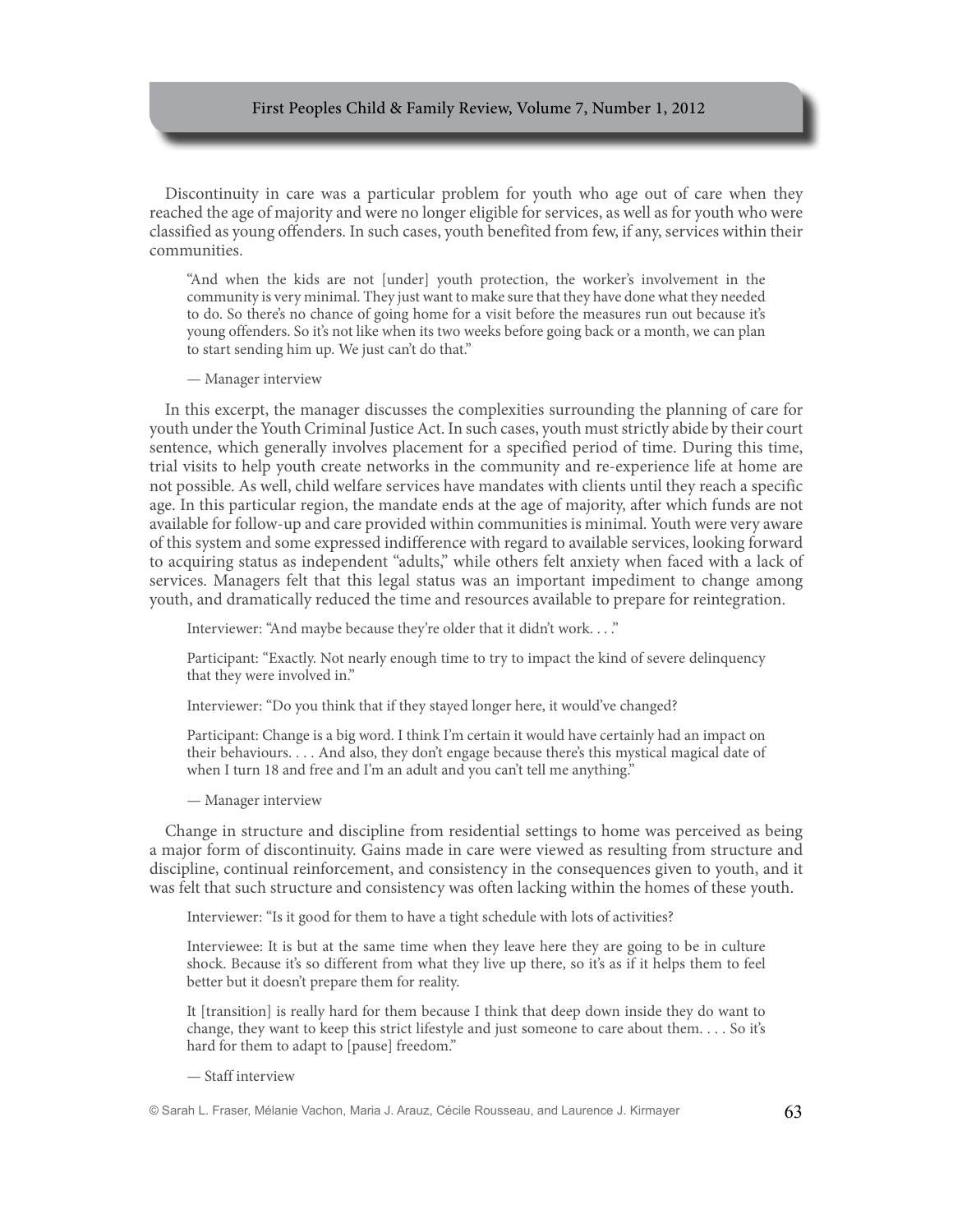Discontinuity in care was a particular problem for youth who age out of care when they reached the age of majority and were no longer eligible for services, as well as for youth who were classified as young offenders. In such cases, youth benefited from few, if any, services within their communities.

> "And when the kids are not [under] youth protection, the worker's involvement in the community is very minimal. They just want to make sure that they have done what they needed to do. So there's no chance of going home for a visit before the measures run out because it's young offenders. So it's not like when its two weeks before going back or a month, we can plan to start sending him up. We just can't do that."
>
> — Manager interview

In this excerpt, the manager discusses the complexities surrounding the planning of care for youth under the Youth Criminal Justice Act. In such cases, youth must strictly abide by their court sentence, which generally involves placement for a specified period of time. During this time, trial visits to help youth create networks in the community and re-experience life at home are not possible. As well, child welfare services have mandates with clients until they reach a specific age. In this particular region, the mandate ends at the age of majority, after which funds are not available for follow-up and care provided within communities is minimal. Youth were very aware of this system and some expressed indifference with regard to available services, looking forward to acquiring status as independent "adults," while others felt anxiety when faced with a lack of services. Managers felt that this legal status was an important impediment to change among youth, and dramatically reduced the time and resources available to prepare for reintegration.

> Interviewer: "And maybe because they're older that it didn't work. . . ."
>
> Participant: "Exactly. Not nearly enough time to try to impact the kind of severe delinquency that they were involved in."
>
> Interviewer: "Do you think that if they stayed longer here, it would've changed?
>
> Participant: Change is a big word. I think I'm certain it would have certainly had an impact on their behaviours. . . . And also, they don't engage because there's this mystical magical date of when I turn 18 and free and I'm an adult and you can't tell me anything."
>
> — Manager interview

Change in structure and discipline from residential settings to home was perceived as being a major form of discontinuity. Gains made in care were viewed as resulting from structure and discipline, continual reinforcement, and consistency in the consequences given to youth, and it was felt that such structure and consistency was often lacking within the homes of these youth.

> Interviewer: "Is it good for them to have a tight schedule with lots of activities?
>
> Interviewee: It is but at the same time when they leave here they are going to be in culture shock. Because it's so different from what they live up there, so it's as if it helps them to feel better but it doesn't prepare them for reality.
>
> It [transition] is really hard for them because I think that deep down inside they do want to change, they want to keep this strict lifestyle and just someone to care about them. . . . So it's hard for them to adapt to [pause] freedom."
>
> — Staff interview

© Sarah L. Fraser, Mélanie Vachon, Maria J. Arauz, Cécile Rousseau, and Laurence J. Kirmayer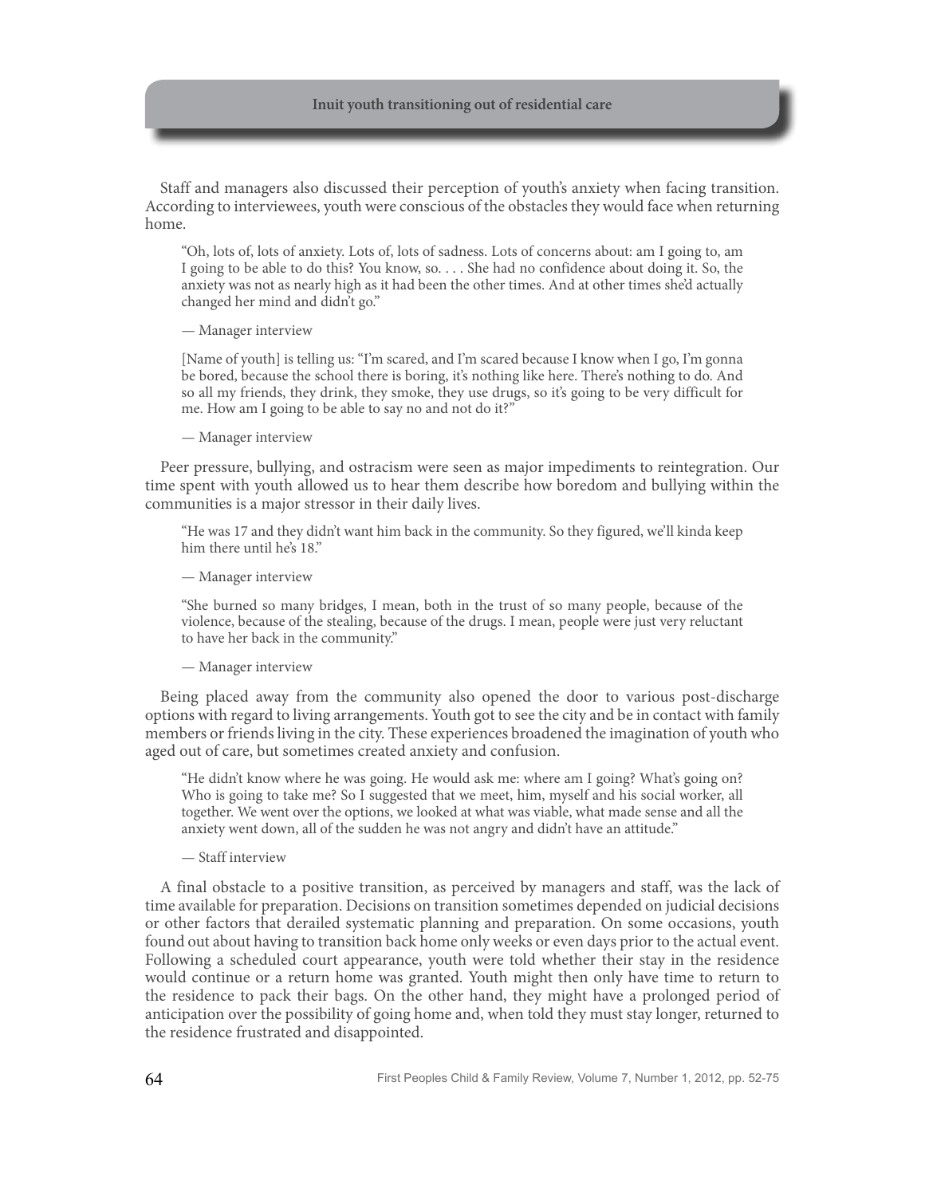Staff and managers also discussed their perception of youth's anxiety when facing transition. According to interviewees, youth were conscious of the obstacles they would face when returning home.

> "Oh, lots of, lots of anxiety. Lots of, lots of sadness. Lots of concerns about: am I going to, am I going to be able to do this? You know, so. . . . She had no confidence about doing it. So, the anxiety was not as nearly high as it had been the other times. And at other times she'd actually changed her mind and didn't go."
>
> — Manager interview

> [Name of youth] is telling us: "I'm scared, and I'm scared because I know when I go, I'm gonna be bored, because the school there is boring, it's nothing like here. There's nothing to do. And so all my friends, they drink, they smoke, they use drugs, so it's going to be very difficult for me. How am I going to be able to say no and not do it?"
>
> — Manager interview

Peer pressure, bullying, and ostracism were seen as major impediments to reintegration. Our time spent with youth allowed us to hear them describe how boredom and bullying within the communities is a major stressor in their daily lives.

> "He was 17 and they didn't want him back in the community. So they figured, we'll kinda keep him there until he's 18."
>
> — Manager interview

> "She burned so many bridges, I mean, both in the trust of so many people, because of the violence, because of the stealing, because of the drugs. I mean, people were just very reluctant to have her back in the community."
>
> — Manager interview

Being placed away from the community also opened the door to various post-discharge options with regard to living arrangements. Youth got to see the city and be in contact with family members or friends living in the city. These experiences broadened the imagination of youth who aged out of care, but sometimes created anxiety and confusion.

> "He didn't know where he was going. He would ask me: where am I going? What's going on? Who is going to take me? So I suggested that we meet, him, myself and his social worker, all together. We went over the options, we looked at what was viable, what made sense and all the anxiety went down, all of the sudden he was not angry and didn't have an attitude."
>
> — Staff interview

A final obstacle to a positive transition, as perceived by managers and staff, was the lack of time available for preparation. Decisions on transition sometimes depended on judicial decisions or other factors that derailed systematic planning and preparation. On some occasions, youth found out about having to transition back home only weeks or even days prior to the actual event. Following a scheduled court appearance, youth were told whether their stay in the residence would continue or a return home was granted. Youth might then only have time to return to the residence to pack their bags. On the other hand, they might have a prolonged period of anticipation over the possibility of going home and, when told they must stay longer, returned to the residence frustrated and disappointed.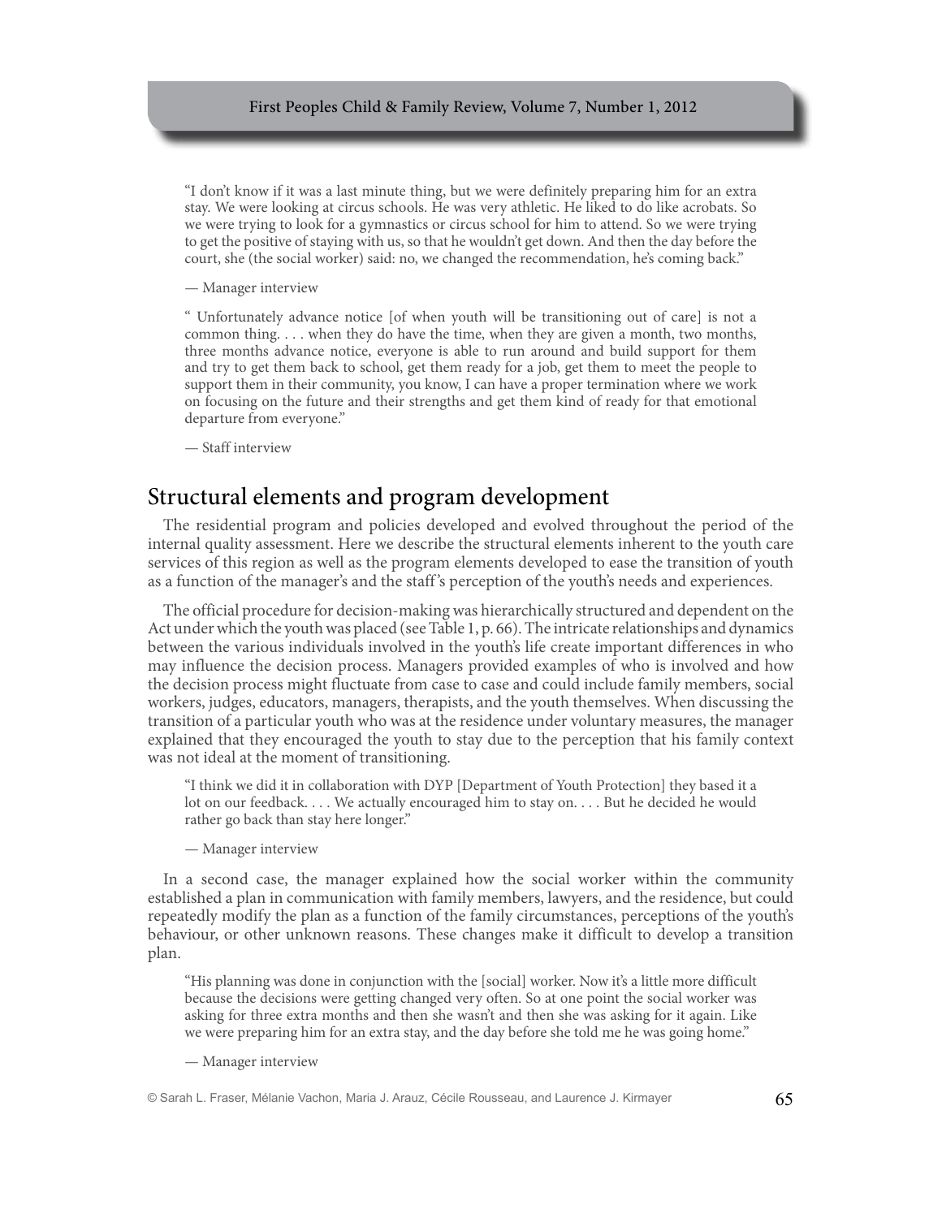> "I don't know if it was a last minute thing, but we were definitely preparing him for an extra stay. We were looking at circus schools. He was very athletic. He liked to do like acrobats. So we were trying to look for a gymnastics or circus school for him to attend. So we were trying to get the positive of staying with us, so that he wouldn't get down. And then the day before the court, she (the social worker) said: no, we changed the recommendation, he's coming back."
>
> — Manager interview

> " Unfortunately advance notice [of when youth will be transitioning out of care] is not a common thing. . . . when they do have the time, when they are given a month, two months, three months advance notice, everyone is able to run around and build support for them and try to get them back to school, get them ready for a job, get them to meet the people to support them in their community, you know, I can have a proper termination where we work on focusing on the future and their strengths and get them kind of ready for that emotional departure from everyone."
>
> — Staff interview

## Structural elements and program development

The residential program and policies developed and evolved throughout the period of the internal quality assessment. Here we describe the structural elements inherent to the youth care services of this region as well as the program elements developed to ease the transition of youth as a function of the manager's and the staff's perception of the youth's needs and experiences.

The official procedure for decision-making was hierarchically structured and dependent on the Act under which the youth was placed (see Table 1, p. 66). The intricate relationships and dynamics between the various individuals involved in the youth's life create important differences in who may influence the decision process. Managers provided examples of who is involved and how the decision process might fluctuate from case to case and could include family members, social workers, judges, educators, managers, therapists, and the youth themselves. When discussing the transition of a particular youth who was at the residence under voluntary measures, the manager explained that they encouraged the youth to stay due to the perception that his family context was not ideal at the moment of transitioning.

> "I think we did it in collaboration with DYP [Department of Youth Protection] they based it a lot on our feedback. . . . We actually encouraged him to stay on. . . . But he decided he would rather go back than stay here longer."
>
> — Manager interview

In a second case, the manager explained how the social worker within the community established a plan in communication with family members, lawyers, and the residence, but could repeatedly modify the plan as a function of the family circumstances, perceptions of the youth's behaviour, or other unknown reasons. These changes make it difficult to develop a transition plan.

> "His planning was done in conjunction with the [social] worker. Now it's a little more difficult because the decisions were getting changed very often. So at one point the social worker was asking for three extra months and then she wasn't and then she was asking for it again. Like we were preparing him for an extra stay, and the day before she told me he was going home."
>
> — Manager interview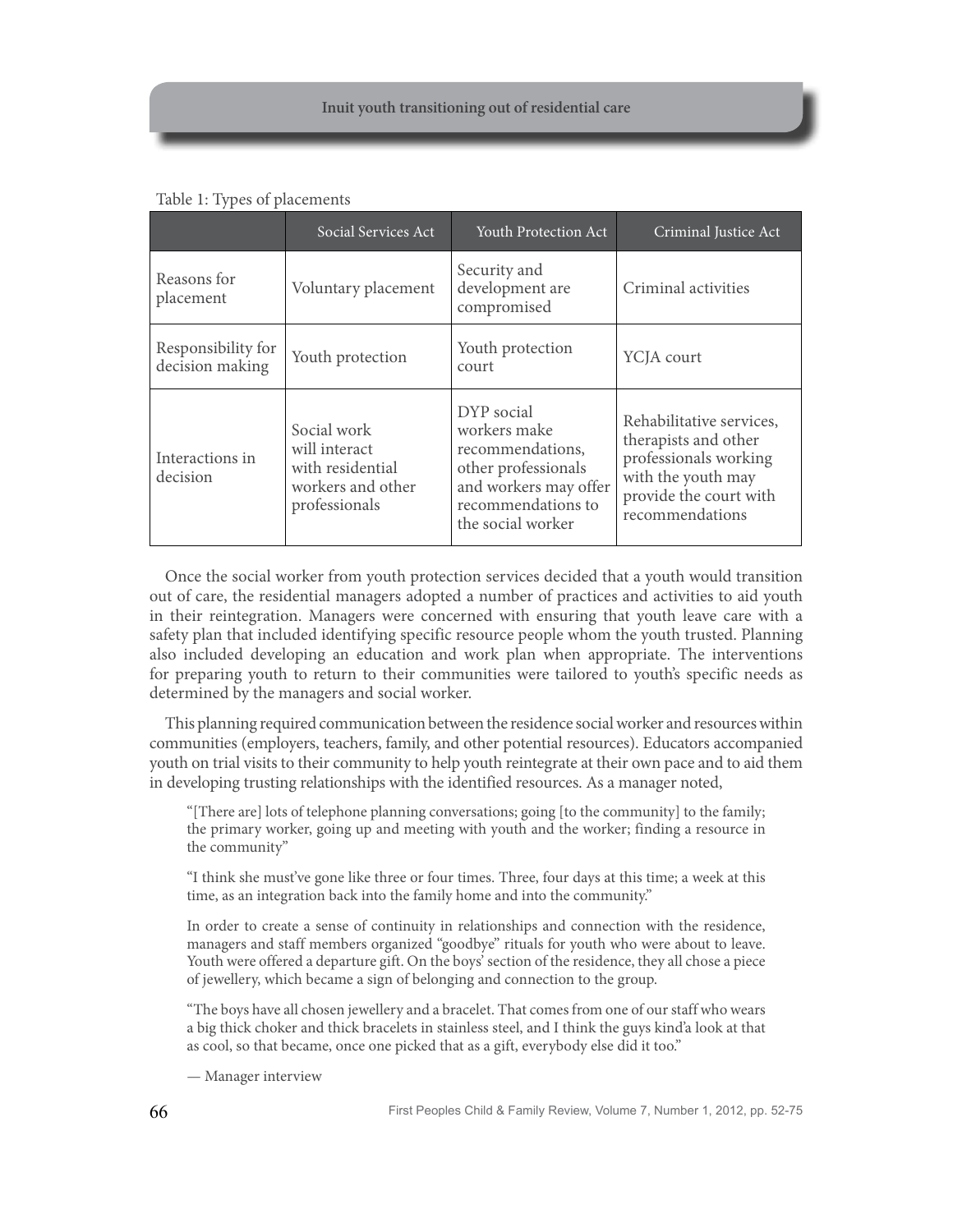Table 1: Types of placements

| | Social Services Act | Youth Protection Act | Criminal Justice Act |
|---|---|---|---|
| Reasons for placement | Voluntary placement | Security and development are compromised | Criminal activities |
| Responsibility for decision making | Youth protection | Youth protection court | YCJA court |
| Interactions in decision | Social work will interact with residential workers and other professionals | DYP social workers make recommendations, other professionals and workers may offer recommendations to the social worker | Rehabilitative services, therapists and other professionals working with the youth may provide the court with recommendations |

Once the social worker from youth protection services decided that a youth would transition out of care, the residential managers adopted a number of practices and activities to aid youth in their reintegration. Managers were concerned with ensuring that youth leave care with a safety plan that included identifying specific resource people whom the youth trusted. Planning also included developing an education and work plan when appropriate. The interventions for preparing youth to return to their communities were tailored to youth's specific needs as determined by the managers and social worker.

This planning required communication between the residence social worker and resources within communities (employers, teachers, family, and other potential resources). Educators accompanied youth on trial visits to their community to help youth reintegrate at their own pace and to aid them in developing trusting relationships with the identified resources. As a manager noted,

> "[There are] lots of telephone planning conversations; going [to the community] to the family; the primary worker, going up and meeting with youth and the worker; finding a resource in the community"
>
> "I think she must've gone like three or four times. Three, four days at this time; a week at this time, as an integration back into the family home and into the community."

In order to create a sense of continuity in relationships and connection with the residence, managers and staff members organized "goodbye" rituals for youth who were about to leave. Youth were offered a departure gift. On the boys' section of the residence, they all chose a piece of jewellery, which became a sign of belonging and connection to the group.

> "The boys have all chosen jewellery and a bracelet. That comes from one of our staff who wears a big thick choker and thick bracelets in stainless steel, and I think the guys kind'a look at that as cool, so that became, once one picked that as a gift, everybody else did it too."
>
> — Manager interview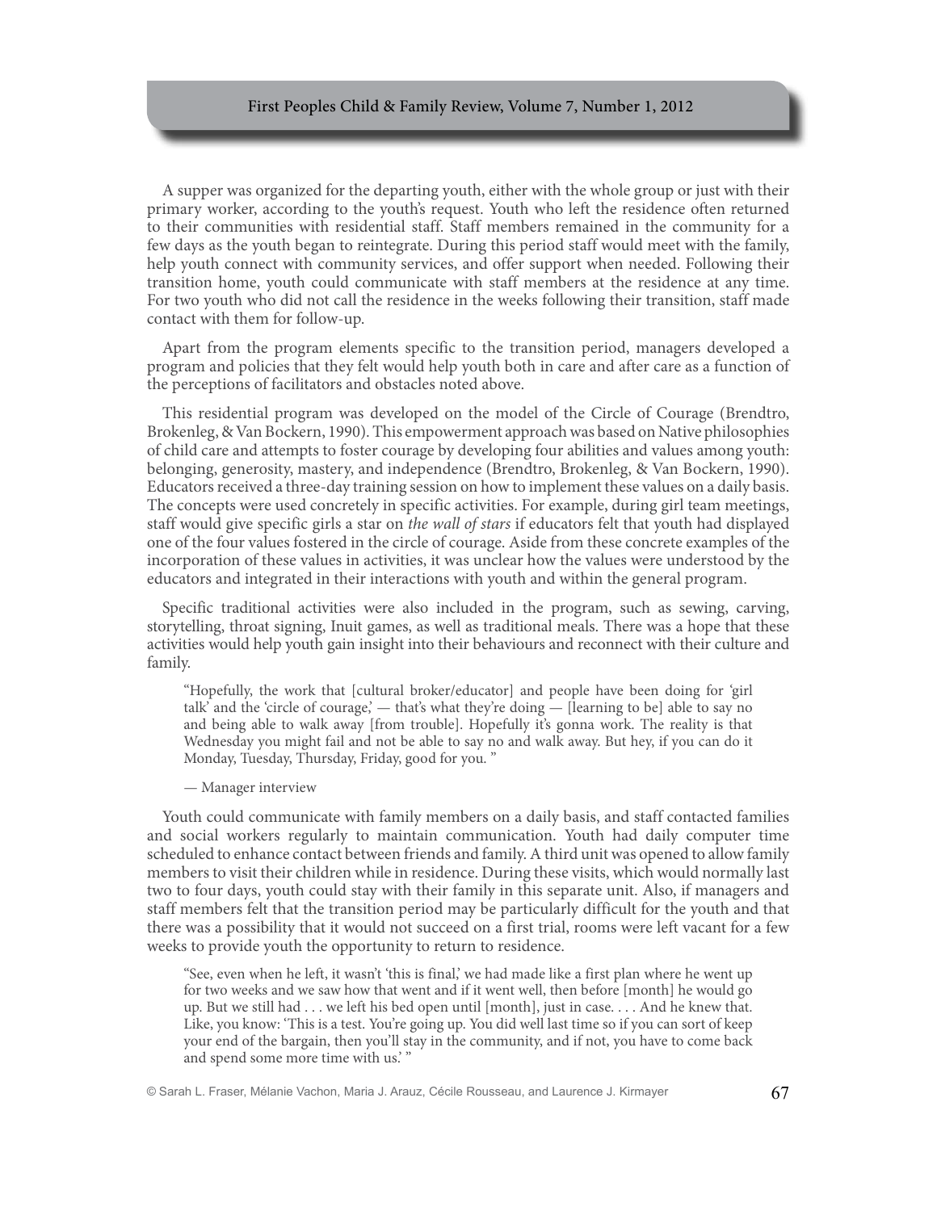A supper was organized for the departing youth, either with the whole group or just with their primary worker, according to the youth's request. Youth who left the residence often returned to their communities with residential staff. Staff members remained in the community for a few days as the youth began to reintegrate. During this period staff would meet with the family, help youth connect with community services, and offer support when needed. Following their transition home, youth could communicate with staff members at the residence at any time. For two youth who did not call the residence in the weeks following their transition, staff made contact with them for follow-up.

Apart from the program elements specific to the transition period, managers developed a program and policies that they felt would help youth both in care and after care as a function of the perceptions of facilitators and obstacles noted above.

This residential program was developed on the model of the Circle of Courage (Brendtro, Brokenleg, & Van Bockern, 1990). This empowerment approach was based on Native philosophies of child care and attempts to foster courage by developing four abilities and values among youth: belonging, generosity, mastery, and independence (Brendtro, Brokenleg, & Van Bockern, 1990). Educators received a three-day training session on how to implement these values on a daily basis. The concepts were used concretely in specific activities. For example, during girl team meetings, staff would give specific girls a star on *the wall of stars* if educators felt that youth had displayed one of the four values fostered in the circle of courage. Aside from these concrete examples of the incorporation of these values in activities, it was unclear how the values were understood by the educators and integrated in their interactions with youth and within the general program.

Specific traditional activities were also included in the program, such as sewing, carving, storytelling, throat signing, Inuit games, as well as traditional meals. There was a hope that these activities would help youth gain insight into their behaviours and reconnect with their culture and family.

> "Hopefully, the work that [cultural broker/educator] and people have been doing for 'girl talk' and the 'circle of courage,' — that's what they're doing — [learning to be] able to say no and being able to walk away [from trouble]. Hopefully it's gonna work. The reality is that Wednesday you might fail and not be able to say no and walk away. But hey, if you can do it Monday, Tuesday, Thursday, Friday, good for you. "
>
> — Manager interview

Youth could communicate with family members on a daily basis, and staff contacted families and social workers regularly to maintain communication. Youth had daily computer time scheduled to enhance contact between friends and family. A third unit was opened to allow family members to visit their children while in residence. During these visits, which would normally last two to four days, youth could stay with their family in this separate unit. Also, if managers and staff members felt that the transition period may be particularly difficult for the youth and that there was a possibility that it would not succeed on a first trial, rooms were left vacant for a few weeks to provide youth the opportunity to return to residence.

> "See, even when he left, it wasn't 'this is final,' we had made like a first plan where he went up for two weeks and we saw how that went and if it went well, then before [month] he would go up. But we still had . . . we left his bed open until [month], just in case. . . . And he knew that. Like, you know: 'This is a test. You're going up. You did well last time so if you can sort of keep your end of the bargain, then you'll stay in the community, and if not, you have to come back and spend some more time with us.' "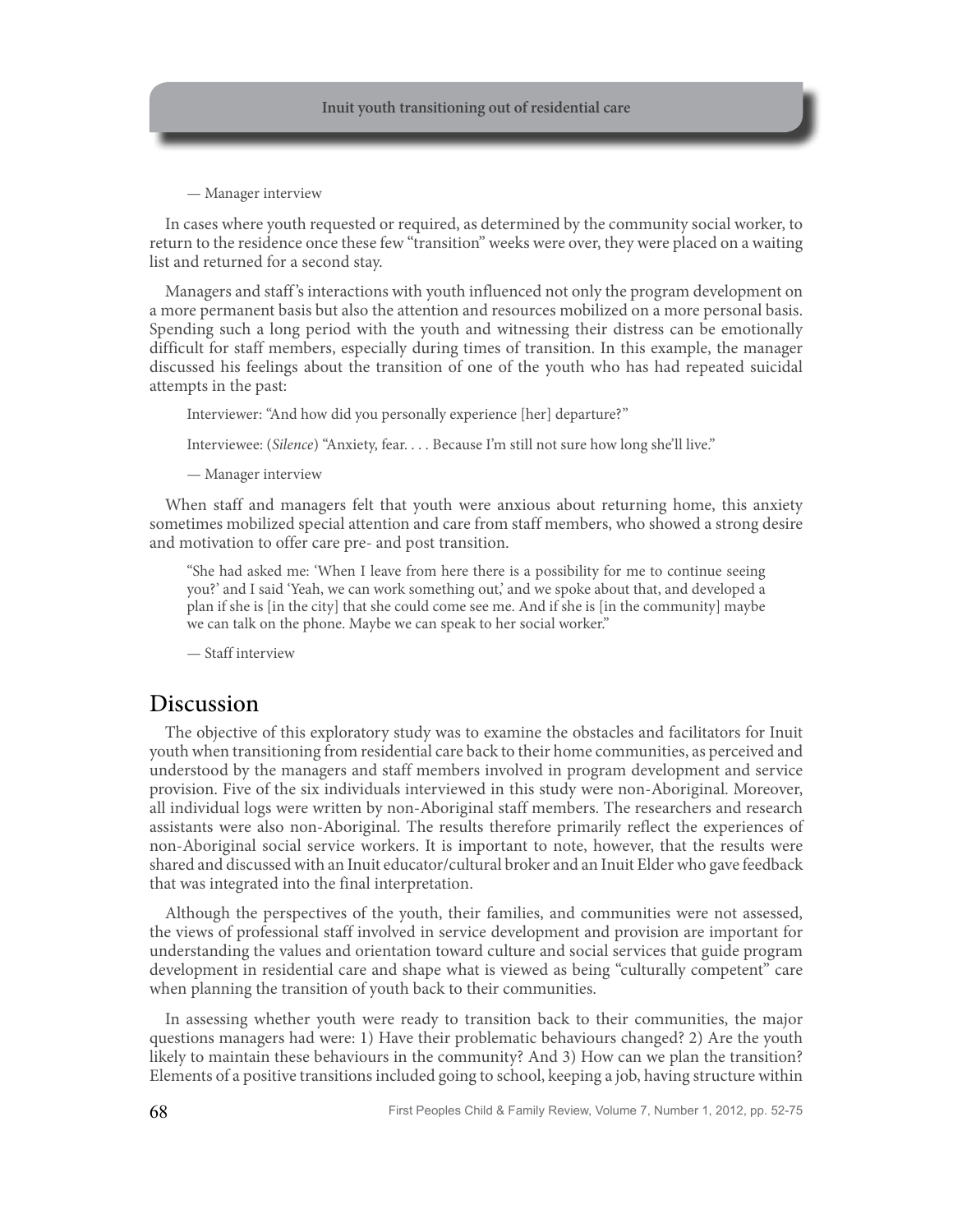— Manager interview

In cases where youth requested or required, as determined by the community social worker, to return to the residence once these few "transition" weeks were over, they were placed on a waiting list and returned for a second stay.

Managers and staff's interactions with youth influenced not only the program development on a more permanent basis but also the attention and resources mobilized on a more personal basis. Spending such a long period with the youth and witnessing their distress can be emotionally difficult for staff members, especially during times of transition. In this example, the manager discussed his feelings about the transition of one of the youth who has had repeated suicidal attempts in the past:

> Interviewer: "And how did you personally experience [her] departure?"
>
> Interviewee: (*Silence*) "Anxiety, fear. . . . Because I'm still not sure how long she'll live."
>
> — Manager interview

When staff and managers felt that youth were anxious about returning home, this anxiety sometimes mobilized special attention and care from staff members, who showed a strong desire and motivation to offer care pre- and post transition.

> "She had asked me: 'When I leave from here there is a possibility for me to continue seeing you?' and I said 'Yeah, we can work something out,' and we spoke about that, and developed a plan if she is [in the city] that she could come see me. And if she is [in the community] maybe we can talk on the phone. Maybe we can speak to her social worker."
>
> — Staff interview

## Discussion

The objective of this exploratory study was to examine the obstacles and facilitators for Inuit youth when transitioning from residential care back to their home communities, as perceived and understood by the managers and staff members involved in program development and service provision. Five of the six individuals interviewed in this study were non-Aboriginal. Moreover, all individual logs were written by non-Aboriginal staff members. The researchers and research assistants were also non-Aboriginal. The results therefore primarily reflect the experiences of non-Aboriginal social service workers. It is important to note, however, that the results were shared and discussed with an Inuit educator/cultural broker and an Inuit Elder who gave feedback that was integrated into the final interpretation.

Although the perspectives of the youth, their families, and communities were not assessed, the views of professional staff involved in service development and provision are important for understanding the values and orientation toward culture and social services that guide program development in residential care and shape what is viewed as being "culturally competent" care when planning the transition of youth back to their communities.

In assessing whether youth were ready to transition back to their communities, the major questions managers had were: 1) Have their problematic behaviours changed? 2) Are the youth likely to maintain these behaviours in the community? And 3) How can we plan the transition? Elements of a positive transitions included going to school, keeping a job, having structure within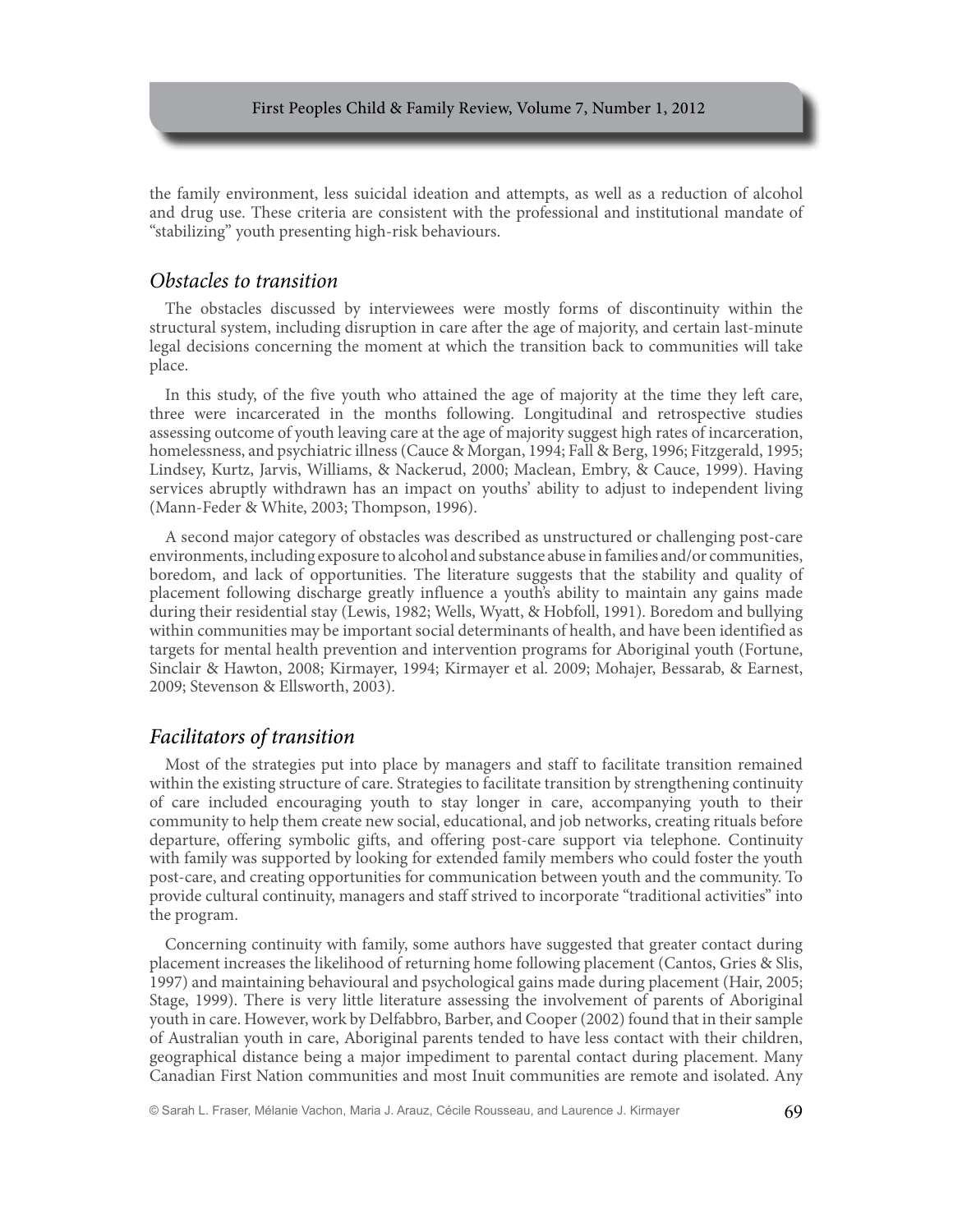the family environment, less suicidal ideation and attempts, as well as a reduction of alcohol and drug use. These criteria are consistent with the professional and institutional mandate of "stabilizing" youth presenting high-risk behaviours.

## *Obstacles to transition*

The obstacles discussed by interviewees were mostly forms of discontinuity within the structural system, including disruption in care after the age of majority, and certain last-minute legal decisions concerning the moment at which the transition back to communities will take place.

In this study, of the five youth who attained the age of majority at the time they left care, three were incarcerated in the months following. Longitudinal and retrospective studies assessing outcome of youth leaving care at the age of majority suggest high rates of incarceration, homelessness, and psychiatric illness (Cauce & Morgan, 1994; Fall & Berg, 1996; Fitzgerald, 1995; Lindsey, Kurtz, Jarvis, Williams, & Nackerud, 2000; Maclean, Embry, & Cauce, 1999). Having services abruptly withdrawn has an impact on youths' ability to adjust to independent living (Mann-Feder & White, 2003; Thompson, 1996).

A second major category of obstacles was described as unstructured or challenging post-care environments, including exposure to alcohol and substance abuse in families and/or communities, boredom, and lack of opportunities. The literature suggests that the stability and quality of placement following discharge greatly influence a youth's ability to maintain any gains made during their residential stay (Lewis, 1982; Wells, Wyatt, & Hobfoll, 1991). Boredom and bullying within communities may be important social determinants of health, and have been identified as targets for mental health prevention and intervention programs for Aboriginal youth (Fortune, Sinclair & Hawton, 2008; Kirmayer, 1994; Kirmayer et al. 2009; Mohajer, Bessarab, & Earnest, 2009; Stevenson & Ellsworth, 2003).

## *Facilitators of transition*

Most of the strategies put into place by managers and staff to facilitate transition remained within the existing structure of care. Strategies to facilitate transition by strengthening continuity of care included encouraging youth to stay longer in care, accompanying youth to their community to help them create new social, educational, and job networks, creating rituals before departure, offering symbolic gifts, and offering post-care support via telephone. Continuity with family was supported by looking for extended family members who could foster the youth post-care, and creating opportunities for communication between youth and the community. To provide cultural continuity, managers and staff strived to incorporate "traditional activities" into the program.

Concerning continuity with family, some authors have suggested that greater contact during placement increases the likelihood of returning home following placement (Cantos, Gries & Slis, 1997) and maintaining behavioural and psychological gains made during placement (Hair, 2005; Stage, 1999). There is very little literature assessing the involvement of parents of Aboriginal youth in care. However, work by Delfabbro, Barber, and Cooper (2002) found that in their sample of Australian youth in care, Aboriginal parents tended to have less contact with their children, geographical distance being a major impediment to parental contact during placement. Many Canadian First Nation communities and most Inuit communities are remote and isolated. Any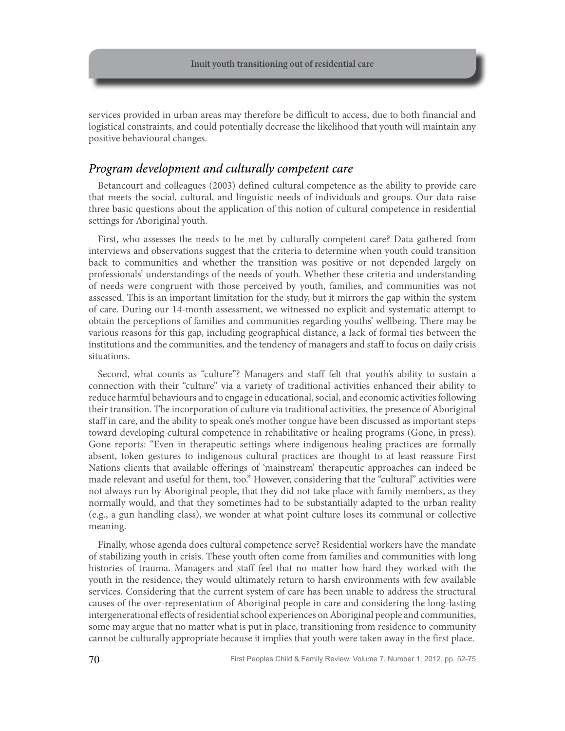services provided in urban areas may therefore be difficult to access, due to both financial and logistical constraints, and could potentially decrease the likelihood that youth will maintain any positive behavioural changes.

## *Program development and culturally competent care*

Betancourt and colleagues (2003) defined cultural competence as the ability to provide care that meets the social, cultural, and linguistic needs of individuals and groups. Our data raise three basic questions about the application of this notion of cultural competence in residential settings for Aboriginal youth.

First, who assesses the needs to be met by culturally competent care? Data gathered from interviews and observations suggest that the criteria to determine when youth could transition back to communities and whether the transition was positive or not depended largely on professionals' understandings of the needs of youth. Whether these criteria and understanding of needs were congruent with those perceived by youth, families, and communities was not assessed. This is an important limitation for the study, but it mirrors the gap within the system of care. During our 14-month assessment, we witnessed no explicit and systematic attempt to obtain the perceptions of families and communities regarding youths' wellbeing. There may be various reasons for this gap, including geographical distance, a lack of formal ties between the institutions and the communities, and the tendency of managers and staff to focus on daily crisis situations.

Second, what counts as "culture"? Managers and staff felt that youth's ability to sustain a connection with their "culture" via a variety of traditional activities enhanced their ability to reduce harmful behaviours and to engage in educational, social, and economic activities following their transition. The incorporation of culture via traditional activities, the presence of Aboriginal staff in care, and the ability to speak one's mother tongue have been discussed as important steps toward developing cultural competence in rehabilitative or healing programs (Gone, in press). Gone reports: "Even in therapeutic settings where indigenous healing practices are formally absent, token gestures to indigenous cultural practices are thought to at least reassure First Nations clients that available offerings of 'mainstream' therapeutic approaches can indeed be made relevant and useful for them, too." However, considering that the "cultural" activities were not always run by Aboriginal people, that they did not take place with family members, as they normally would, and that they sometimes had to be substantially adapted to the urban reality (e.g., a gun handling class), we wonder at what point culture loses its communal or collective meaning.

Finally, whose agenda does cultural competence serve? Residential workers have the mandate of stabilizing youth in crisis. These youth often come from families and communities with long histories of trauma. Managers and staff feel that no matter how hard they worked with the youth in the residence, they would ultimately return to harsh environments with few available services. Considering that the current system of care has been unable to address the structural causes of the over-representation of Aboriginal people in care and considering the long-lasting intergenerational effects of residential school experiences on Aboriginal people and communities, some may argue that no matter what is put in place, transitioning from residence to community cannot be culturally appropriate because it implies that youth were taken away in the first place.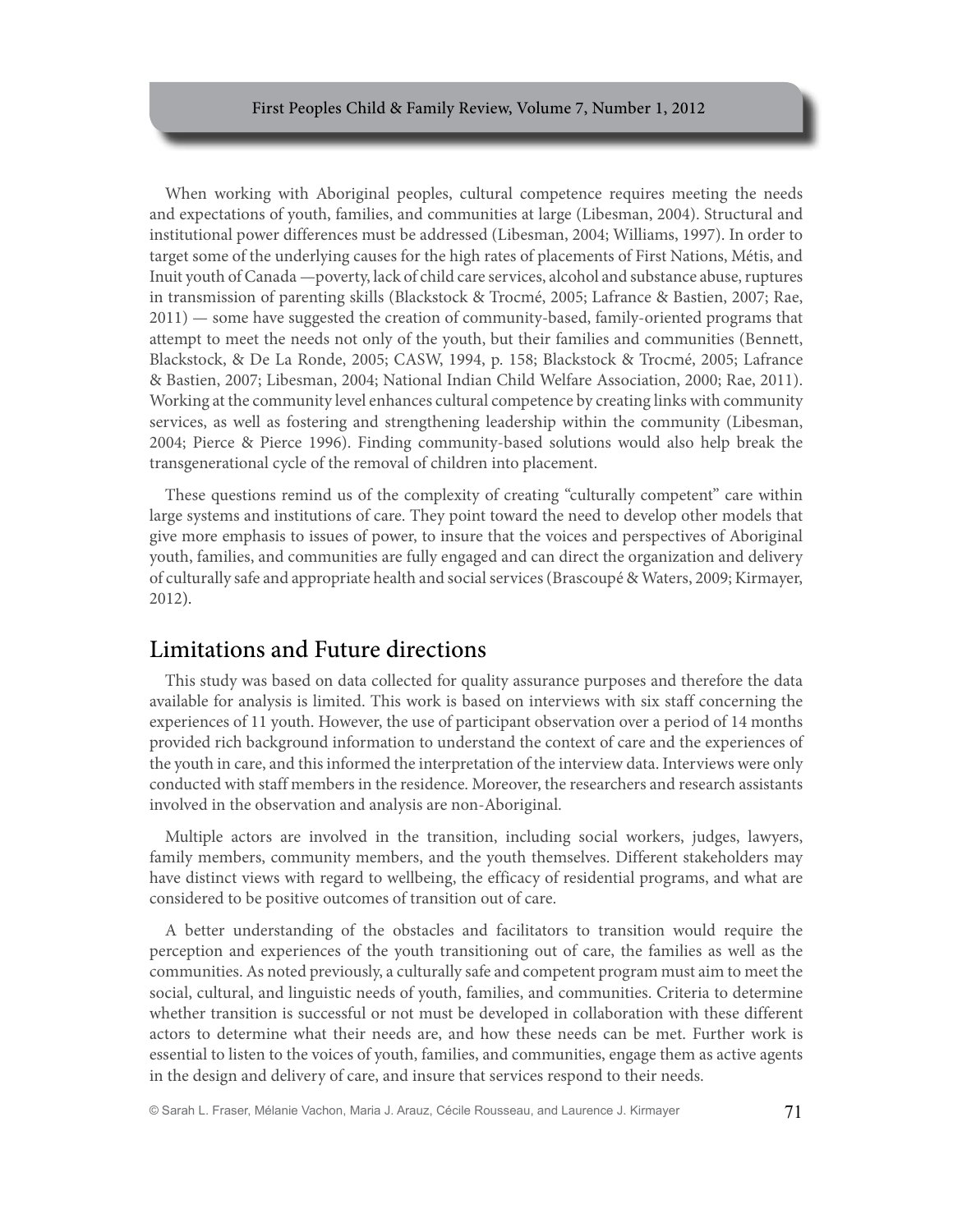When working with Aboriginal peoples, cultural competence requires meeting the needs and expectations of youth, families, and communities at large (Libesman, 2004). Structural and institutional power differences must be addressed (Libesman, 2004; Williams, 1997). In order to target some of the underlying causes for the high rates of placements of First Nations, Métis, and Inuit youth of Canada —poverty, lack of child care services, alcohol and substance abuse, ruptures in transmission of parenting skills (Blackstock & Trocmé, 2005; Lafrance & Bastien, 2007; Rae, 2011) — some have suggested the creation of community-based, family-oriented programs that attempt to meet the needs not only of the youth, but their families and communities (Bennett, Blackstock, & De La Ronde, 2005; CASW, 1994, p. 158; Blackstock & Trocmé, 2005; Lafrance & Bastien, 2007; Libesman, 2004; National Indian Child Welfare Association, 2000; Rae, 2011). Working at the community level enhances cultural competence by creating links with community services, as well as fostering and strengthening leadership within the community (Libesman, 2004; Pierce & Pierce 1996). Finding community-based solutions would also help break the transgenerational cycle of the removal of children into placement.

These questions remind us of the complexity of creating "culturally competent" care within large systems and institutions of care. They point toward the need to develop other models that give more emphasis to issues of power, to insure that the voices and perspectives of Aboriginal youth, families, and communities are fully engaged and can direct the organization and delivery of culturally safe and appropriate health and social services (Brascoupé & Waters, 2009; Kirmayer, 2012).

## Limitations and Future directions

This study was based on data collected for quality assurance purposes and therefore the data available for analysis is limited. This work is based on interviews with six staff concerning the experiences of 11 youth. However, the use of participant observation over a period of 14 months provided rich background information to understand the context of care and the experiences of the youth in care, and this informed the interpretation of the interview data. Interviews were only conducted with staff members in the residence. Moreover, the researchers and research assistants involved in the observation and analysis are non-Aboriginal.

Multiple actors are involved in the transition, including social workers, judges, lawyers, family members, community members, and the youth themselves. Different stakeholders may have distinct views with regard to wellbeing, the efficacy of residential programs, and what are considered to be positive outcomes of transition out of care.

A better understanding of the obstacles and facilitators to transition would require the perception and experiences of the youth transitioning out of care, the families as well as the communities. As noted previously, a culturally safe and competent program must aim to meet the social, cultural, and linguistic needs of youth, families, and communities. Criteria to determine whether transition is successful or not must be developed in collaboration with these different actors to determine what their needs are, and how these needs can be met. Further work is essential to listen to the voices of youth, families, and communities, engage them as active agents in the design and delivery of care, and insure that services respond to their needs.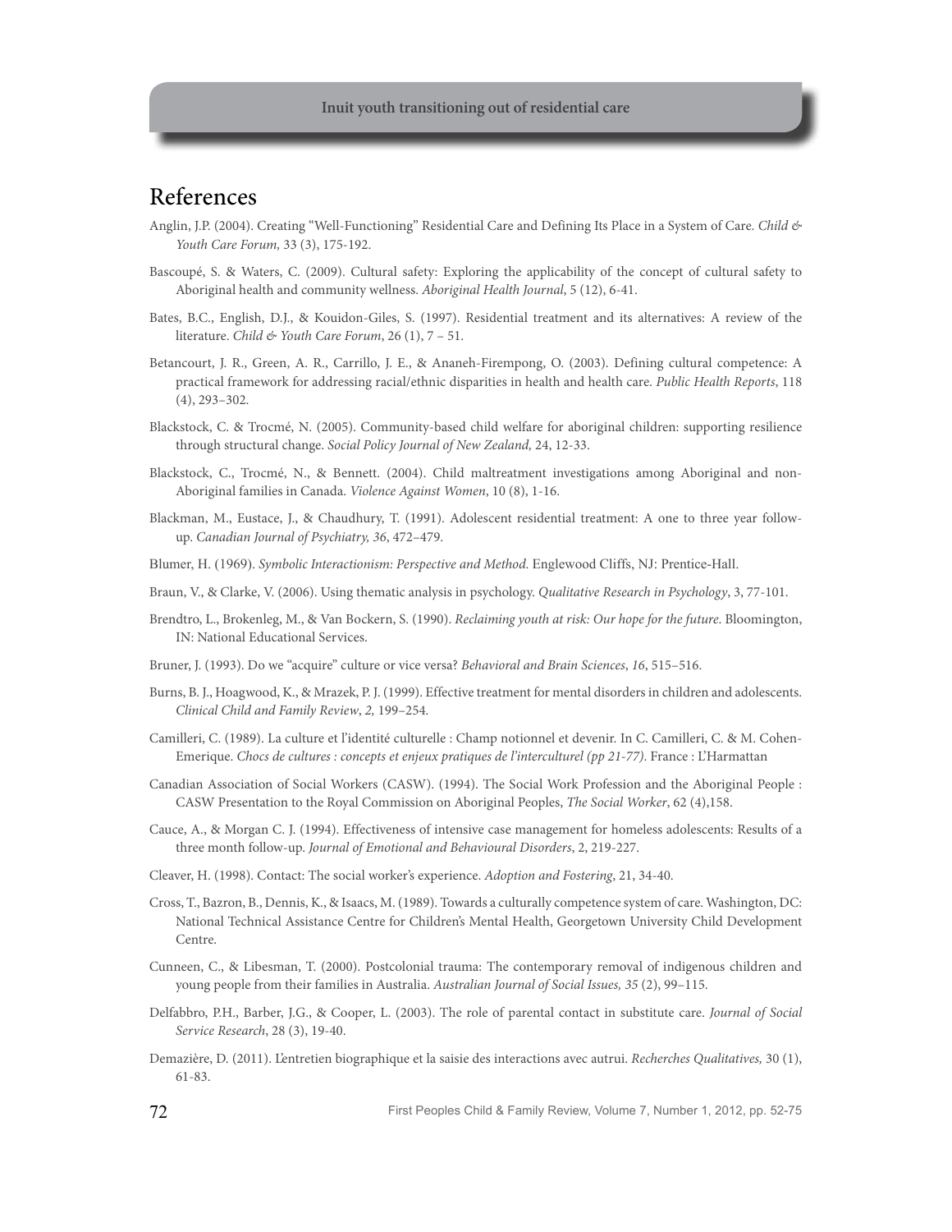# References

Anglin, J.P. (2004). Creating "Well-Functioning" Residential Care and Defining Its Place in a System of Care. *Child & Youth Care Forum,* 33 (3), 175-192.

Bascoupé, S. & Waters, C. (2009). Cultural safety: Exploring the applicability of the concept of cultural safety to Aboriginal health and community wellness. *Aboriginal Health Journal*, 5 (12), 6-41.

Bates, B.C., English, D.J., & Kouidon-Giles, S. (1997). Residential treatment and its alternatives: A review of the literature. *Child & Youth Care Forum*, 26 (1), 7 – 51.

Betancourt, J. R., Green, A. R., Carrillo, J. E., & Ananeh-Firempong, O. (2003). Defining cultural competence: A practical framework for addressing racial/ethnic disparities in health and health care. *Public Health Reports*, 118 (4), 293–302.

Blackstock, C. & Trocmé, N. (2005). Community-based child welfare for aboriginal children: supporting resilience through structural change. *Social Policy Journal of New Zealand,* 24, 12-33.

Blackstock, C., Trocmé, N., & Bennett. (2004). Child maltreatment investigations among Aboriginal and non-Aboriginal families in Canada. *Violence Against Women*, 10 (8), 1-16.

Blackman, M., Eustace, J., & Chaudhury, T. (1991). Adolescent residential treatment: A one to three year follow-up. *Canadian Journal of Psychiatry, 36*, 472–479.

Blumer, H. (1969). *Symbolic Interactionism: Perspective and Method.* Englewood Cliffs, NJ: Prentice-Hall.

Braun, V., & Clarke, V. (2006). Using thematic analysis in psychology. *Qualitative Research in Psychology*, 3, 77-101.

Brendtro, L., Brokenleg, M., & Van Bockern, S. (1990). *Reclaiming youth at risk: Our hope for the future*. Bloomington, IN: National Educational Services.

Bruner, J. (1993). Do we "acquire" culture or vice versa? *Behavioral and Brain Sciences*, *16*, 515–516.

Burns, B. J., Hoagwood, K., & Mrazek, P. J. (1999). Effective treatment for mental disorders in children and adolescents. *Clinical Child and Family Review*, *2,* 199–254.

Camilleri, C. (1989). La culture et l'identité culturelle : Champ notionnel et devenir. In C. Camilleri, C. & M. Cohen-Emerique. *Chocs de cultures : concepts et enjeux pratiques de l'interculturel (pp 21-77)*. France : L'Harmattan

Canadian Association of Social Workers (CASW). (1994). The Social Work Profession and the Aboriginal People : CASW Presentation to the Royal Commission on Aboriginal Peoples, *The Social Worker*, 62 (4),158.

Cauce, A., & Morgan C. J. (1994). Effectiveness of intensive case management for homeless adolescents: Results of a three month follow-up. *Journal of Emotional and Behavioural Disorders*, 2, 219-227.

Cleaver, H. (1998). Contact: The social worker's experience. *Adoption and Fostering*, 21, 34-40.

Cross, T., Bazron, B., Dennis, K., & Isaacs, M. (1989). Towards a culturally competence system of care. Washington, DC: National Technical Assistance Centre for Children's Mental Health, Georgetown University Child Development Centre.

Cunneen, C., & Libesman, T. (2000). Postcolonial trauma: The contemporary removal of indigenous children and young people from their families in Australia. *Australian Journal of Social Issues, 35* (2), 99–115.

Delfabbro, P.H., Barber, J.G., & Cooper, L. (2003). The role of parental contact in substitute care. *Journal of Social Service Research*, 28 (3), 19-40.

Demazière, D. (2011). L'entretien biographique et la saisie des interactions avec autrui. *Recherches Qualitatives,* 30 (1), 61-83.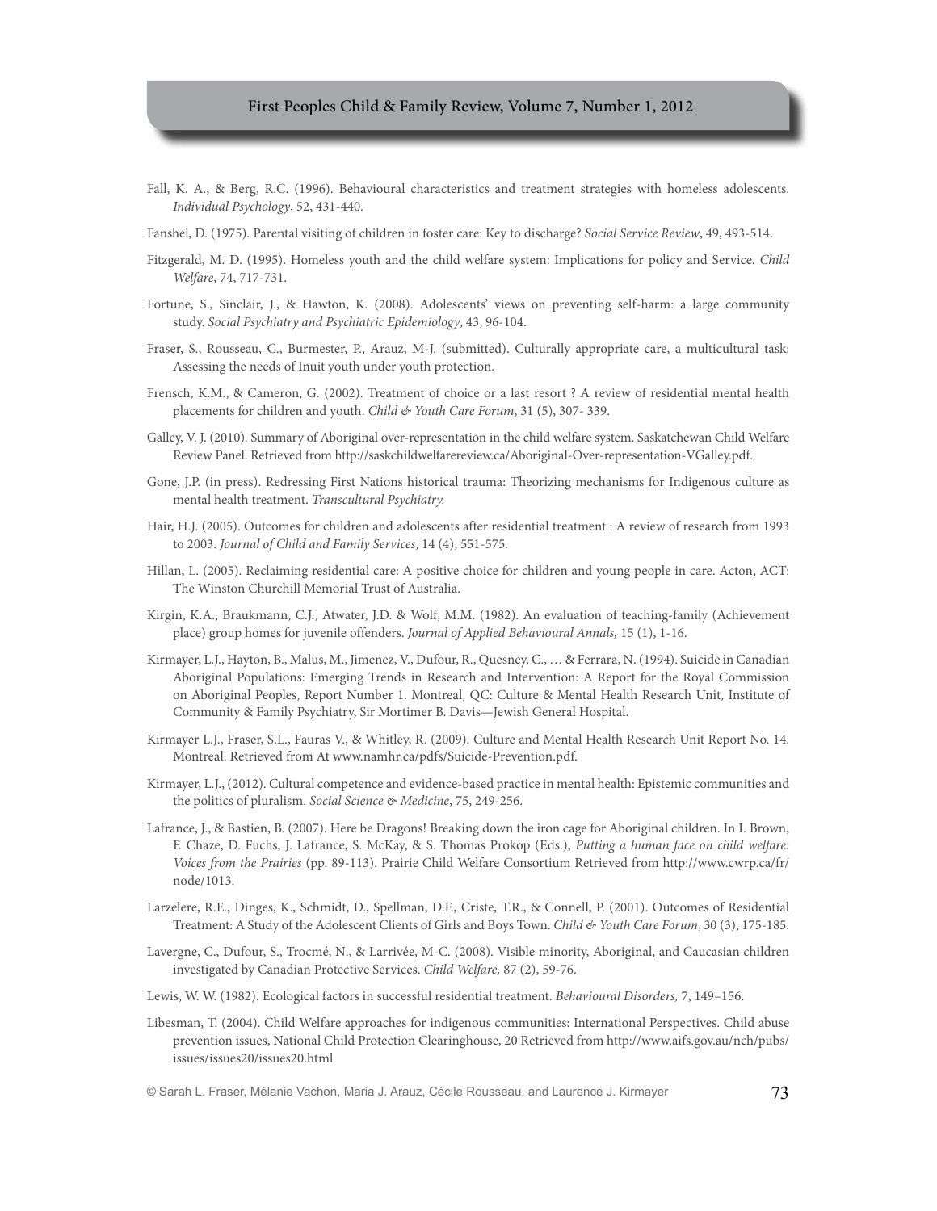Fall, K. A., & Berg, R.C. (1996). Behavioural characteristics and treatment strategies with homeless adolescents. *Individual Psychology*, 52, 431-440.

Fanshel, D. (1975). Parental visiting of children in foster care: Key to discharge? *Social Service Review*, 49, 493-514.

Fitzgerald, M. D. (1995). Homeless youth and the child welfare system: Implications for policy and Service. *Child Welfare*, 74, 717-731.

Fortune, S., Sinclair, J., & Hawton, K. (2008). Adolescents' views on preventing self-harm: a large community study. *Social Psychiatry and Psychiatric Epidemiology*, 43, 96-104.

Fraser, S., Rousseau, C., Burmester, P., Arauz, M-J. (submitted). Culturally appropriate care, a multicultural task: Assessing the needs of Inuit youth under youth protection.

Frensch, K.M., & Cameron, G. (2002). Treatment of choice or a last resort ? A review of residential mental health placements for children and youth. *Child & Youth Care Forum*, 31 (5), 307- 339.

Galley, V. J. (2010). Summary of Aboriginal over-representation in the child welfare system. Saskatchewan Child Welfare Review Panel. Retrieved from http://saskchildwelfarereview.ca/Aboriginal-Over-representation-VGalley.pdf.

Gone, J.P. (in press). Redressing First Nations historical trauma: Theorizing mechanisms for Indigenous culture as mental health treatment. *Transcultural Psychiatry.*

Hair, H.J. (2005). Outcomes for children and adolescents after residential treatment : A review of research from 1993 to 2003. *Journal of Child and Family Services*, 14 (4), 551-575.

Hillan, L. (2005). Reclaiming residential care: A positive choice for children and young people in care. Acton, ACT: The Winston Churchill Memorial Trust of Australia.

Kirgin, K.A., Braukmann, C.J., Atwater, J.D. & Wolf, M.M. (1982). An evaluation of teaching-family (Achievement place) group homes for juvenile offenders. *Journal of Applied Behavioural Annals,* 15 (1), 1-16.

Kirmayer, L.J., Hayton, B., Malus, M., Jimenez, V., Dufour, R., Quesney, C., … & Ferrara, N. (1994). Suicide in Canadian Aboriginal Populations: Emerging Trends in Research and Intervention: A Report for the Royal Commission on Aboriginal Peoples, Report Number 1. Montreal, QC: Culture & Mental Health Research Unit, Institute of Community & Family Psychiatry, Sir Mortimer B. Davis—Jewish General Hospital.

Kirmayer L.J., Fraser, S.L., Fauras V., & Whitley, R. (2009). Culture and Mental Health Research Unit Report No. 14. Montreal. Retrieved from At www.namhr.ca/pdfs/Suicide-Prevention.pdf.

Kirmayer, L.J., (2012). Cultural competence and evidence-based practice in mental health: Epistemic communities and the politics of pluralism. *Social Science & Medicine*, 75, 249-256.

Lafrance, J., & Bastien, B. (2007). Here be Dragons! Breaking down the iron cage for Aboriginal children. In I. Brown, F. Chaze, D. Fuchs, J. Lafrance, S. McKay, & S. Thomas Prokop (Eds.), *Putting a human face on child welfare: Voices from the Prairies* (pp. 89-113). Prairie Child Welfare Consortium Retrieved from http://www.cwrp.ca/fr/node/1013.

Larzelere, R.E., Dinges, K., Schmidt, D., Spellman, D.F., Criste, T.R., & Connell, P. (2001). Outcomes of Residential Treatment: A Study of the Adolescent Clients of Girls and Boys Town. *Child & Youth Care Forum*, 30 (3), 175-185.

Lavergne, C., Dufour, S., Trocmé, N., & Larrivée, M-C. (2008). Visible minority, Aboriginal, and Caucasian children investigated by Canadian Protective Services. *Child Welfare,* 87 (2), 59-76.

Lewis, W. W. (1982). Ecological factors in successful residential treatment. *Behavioural Disorders,* 7, 149–156.

Libesman, T. (2004). Child Welfare approaches for indigenous communities: International Perspectives. Child abuse prevention issues, National Child Protection Clearinghouse, 20 Retrieved from http://www.aifs.gov.au/nch/pubs/issues/issues20/issues20.html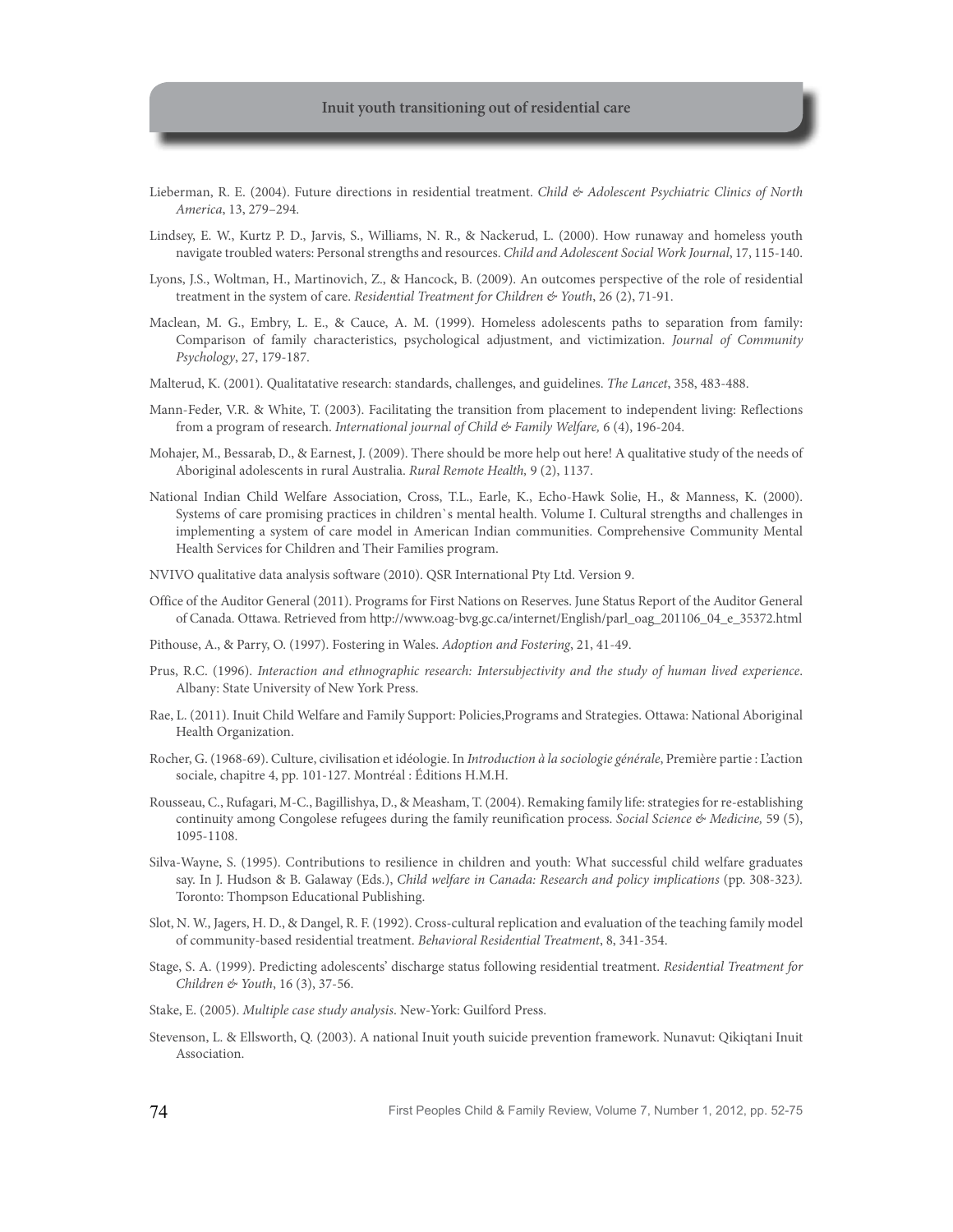Lieberman, R. E. (2004). Future directions in residential treatment. *Child & Adolescent Psychiatric Clinics of North America*, 13, 279–294.

Lindsey, E. W., Kurtz P. D., Jarvis, S., Williams, N. R., & Nackerud, L. (2000). How runaway and homeless youth navigate troubled waters: Personal strengths and resources. *Child and Adolescent Social Work Journal*, 17, 115-140.

Lyons, J.S., Woltman, H., Martinovich, Z., & Hancock, B. (2009). An outcomes perspective of the role of residential treatment in the system of care. *Residential Treatment for Children & Youth*, 26 (2), 71-91.

Maclean, M. G., Embry, L. E., & Cauce, A. M. (1999). Homeless adolescents paths to separation from family: Comparison of family characteristics, psychological adjustment, and victimization. *Journal of Community Psychology*, 27, 179-187.

Malterud, K. (2001). Qualitatative research: standards, challenges, and guidelines. *The Lancet*, 358, 483-488.

Mann-Feder, V.R. & White, T. (2003). Facilitating the transition from placement to independent living: Reflections from a program of research. *International journal of Child & Family Welfare,* 6 (4), 196-204.

Mohajer, M., Bessarab, D., & Earnest, J. (2009). There should be more help out here! A qualitative study of the needs of Aboriginal adolescents in rural Australia. *Rural Remote Health,* 9 (2), 1137.

National Indian Child Welfare Association, Cross, T.L., Earle, K., Echo-Hawk Solie, H., & Manness, K. (2000). Systems of care promising practices in children`s mental health. Volume I. Cultural strengths and challenges in implementing a system of care model in American Indian communities. Comprehensive Community Mental Health Services for Children and Their Families program.

NVIVO qualitative data analysis software (2010). QSR International Pty Ltd. Version 9.

Office of the Auditor General (2011). Programs for First Nations on Reserves. June Status Report of the Auditor General of Canada. Ottawa. Retrieved from http://www.oag-bvg.gc.ca/internet/English/parl_oag_201106_04_e_35372.html

Pithouse, A., & Parry, O. (1997). Fostering in Wales. *Adoption and Fostering*, 21, 41-49.

Prus, R.C. (1996). *Interaction and ethnographic research: Intersubjectivity and the study of human lived experience*. Albany: State University of New York Press.

Rae, L. (2011). Inuit Child Welfare and Family Support: Policies,Programs and Strategies. Ottawa: National Aboriginal Health Organization.

Rocher, G. (1968-69). Culture, civilisation et idéologie. In *Introduction à la sociologie générale*, Première partie : L'action sociale, chapitre 4, pp. 101-127. Montréal : Éditions H.M.H.

Rousseau, C., Rufagari, M-C., Bagillishya, D., & Measham, T. (2004). Remaking family life: strategies for re-establishing continuity among Congolese refugees during the family reunification process. *Social Science & Medicine,* 59 (5), 1095-1108.

Silva-Wayne, S. (1995). Contributions to resilience in children and youth: What successful child welfare graduates say. In J. Hudson & B. Galaway (Eds.), *Child welfare in Canada: Research and policy implications* (pp. 308-323*)*. Toronto: Thompson Educational Publishing.

Slot, N. W., Jagers, H. D., & Dangel, R. F. (1992). Cross-cultural replication and evaluation of the teaching family model of community-based residential treatment. *Behavioral Residential Treatment*, 8, 341-354.

Stage, S. A. (1999). Predicting adolescents' discharge status following residential treatment. *Residential Treatment for Children & Youth*, 16 (3), 37-56.

Stake, E. (2005). *Multiple case study analysis*. New-York: Guilford Press.

Stevenson, L. & Ellsworth, Q. (2003). A national Inuit youth suicide prevention framework. Nunavut: Qikiqtani Inuit Association.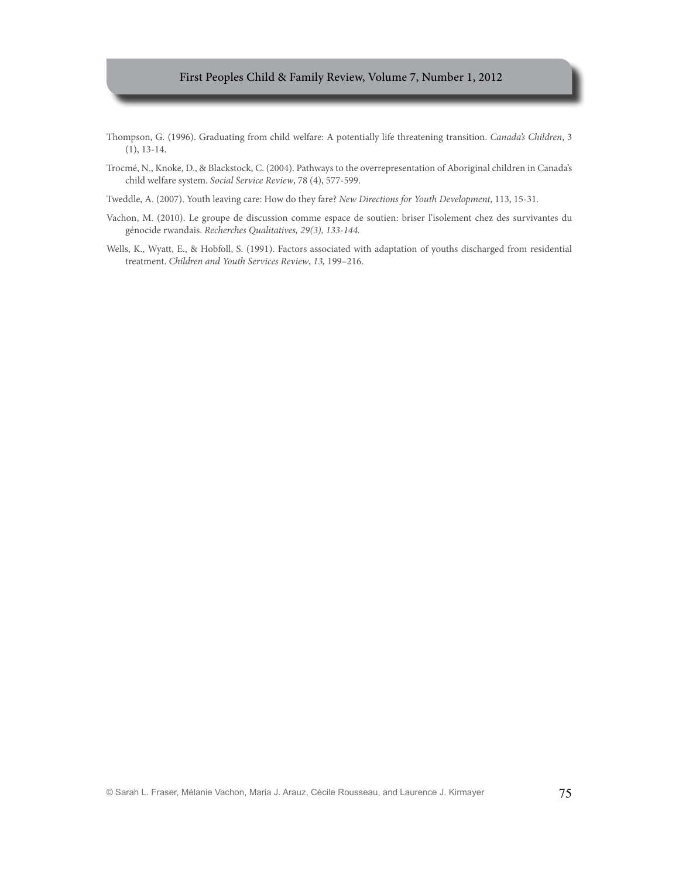Thompson, G. (1996). Graduating from child welfare: A potentially life threatening transition. *Canada's Children*, 3 (1), 13-14.

Trocmé, N., Knoke, D., & Blackstock, C. (2004). Pathways to the overrepresentation of Aboriginal children in Canada's child welfare system. *Social Service Review*, 78 (4), 577-599.

Tweddle, A. (2007). Youth leaving care: How do they fare? *New Directions for Youth Development*, 113, 15-31.

Vachon, M. (2010). Le groupe de discussion comme espace de soutien: briser l'isolement chez des survivantes du génocide rwandais. *Recherches Qualitatives, 29(3), 133-144.*

Wells, K., Wyatt, E., & Hobfoll, S. (1991). Factors associated with adaptation of youths discharged from residential treatment. *Children and Youth Services Review*, *13,* 199–216.